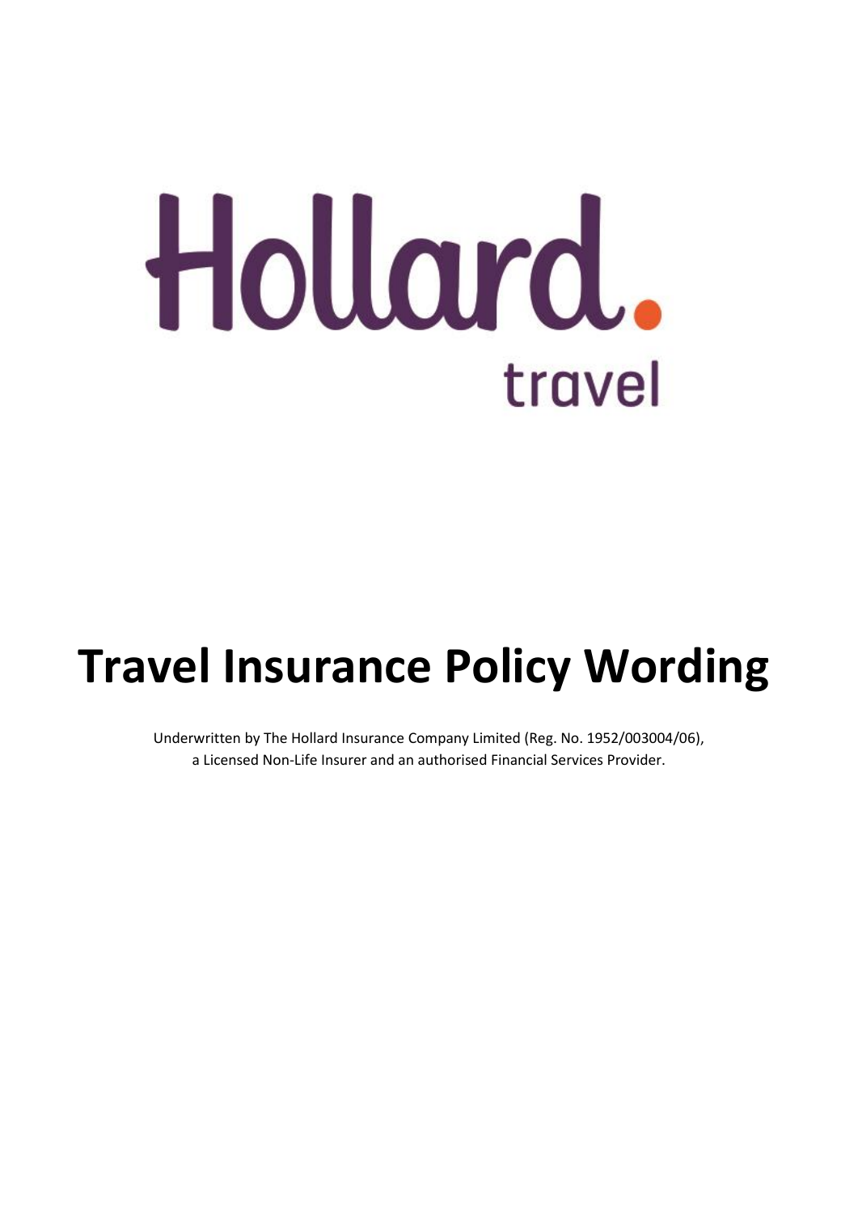Hollard.

travel

# Travel Insurance Policy Wording

Underwritten by The Hollard Insurance Company Limited (Reg. No. 1952/003004/06), a Licensed Non-Life Insurer and an authorised Financial Services Provider.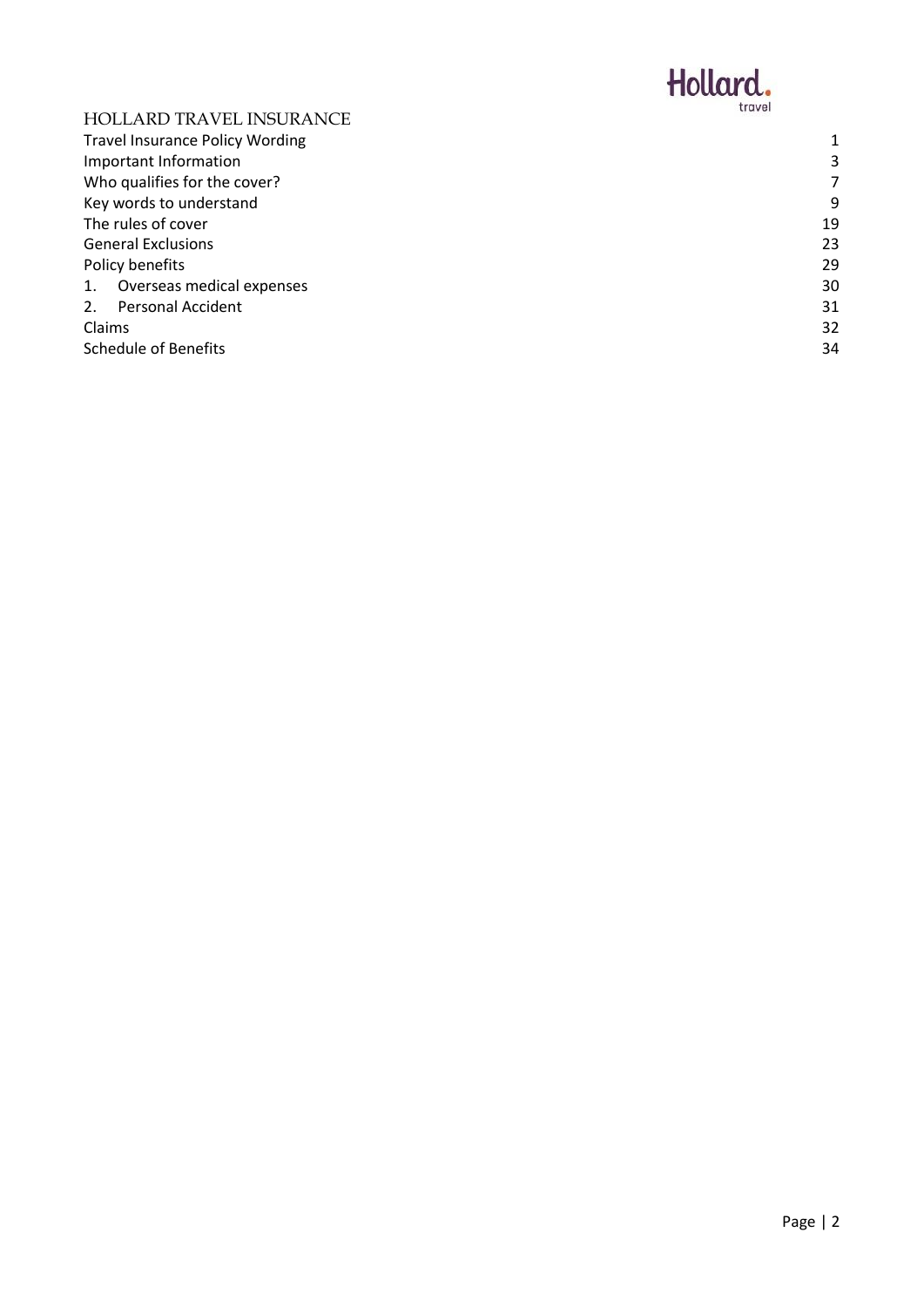# HOLLARD TRAVEL INSURANCE

| | |
|---|---|
| Travel Insurance Policy Wording | 1 |
| Important Information | 3 |
| Who qualifies for the cover? | 7 |
| Key words to understand | 9 |
| The rules of cover | 19 |
| General Exclusions | 23 |
| Policy benefits | 29 |
| 1. Overseas medical expenses | 30 |
| 2. Personal Accident | 31 |
| Claims | 32 |
| Schedule of Benefits | 34 |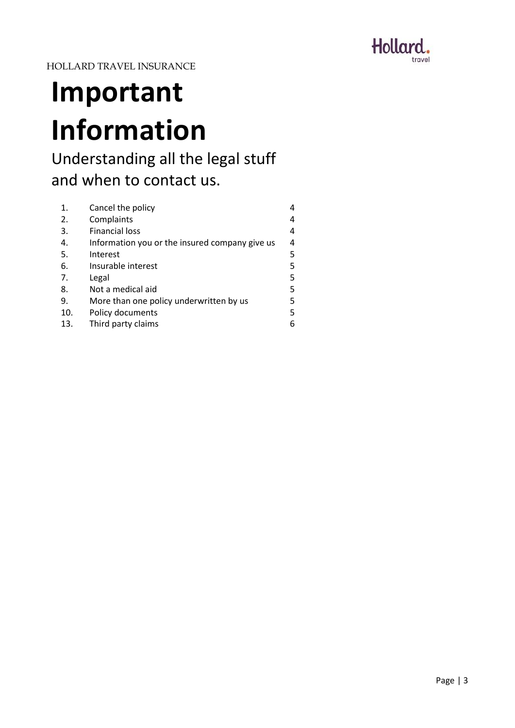HOLLARD TRAVEL INSURANCE

# Important Information

Understanding all the legal stuff and when to contact us.

| | | |
|---|---|---|
| 1. | Cancel the policy | 4 |
| 2. | Complaints | 4 |
| 3. | Financial loss | 4 |
| 4. | Information you or the insured company give us | 4 |
| 5. | Interest | 5 |
| 6. | Insurable interest | 5 |
| 7. | Legal | 5 |
| 8. | Not a medical aid | 5 |
| 9. | More than one policy underwritten by us | 5 |
| 10. | Policy documents | 5 |
| 13. | Third party claims | 6 |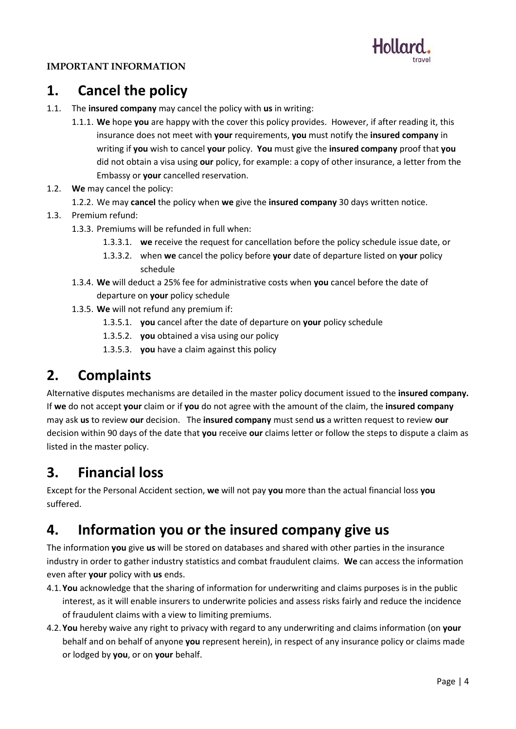**IMPORTANT INFORMATION**

# 1. Cancel the policy

1.1. The **insured company** may cancel the policy with **us** in writing:

1.1.1. **We** hope **you** are happy with the cover this policy provides. However, if after reading it, this insurance does not meet with **your** requirements, **you** must notify the **insured company** in writing if **you** wish to cancel **your** policy. **You** must give the **insured company** proof that **you** did not obtain a visa using **our** policy, for example: a copy of other insurance, a letter from the Embassy or **your** cancelled reservation.

1.2. **We** may cancel the policy:

1.2.2. We may **cancel** the policy when **we** give the **insured company** 30 days written notice.

1.3. Premium refund:

1.3.3. Premiums will be refunded in full when:

1.3.3.1. **we** receive the request for cancellation before the policy schedule issue date, or

1.3.3.2. when **we** cancel the policy before **your** date of departure listed on **your** policy schedule

1.3.4. **We** will deduct a 25% fee for administrative costs when **you** cancel before the date of departure on **your** policy schedule

1.3.5. **We** will not refund any premium if:

1.3.5.1. **you** cancel after the date of departure on **your** policy schedule

1.3.5.2. **you** obtained a visa using our policy

1.3.5.3. **you** have a claim against this policy

# 2. Complaints

Alternative disputes mechanisms are detailed in the master policy document issued to the **insured company.** If **we** do not accept **your** claim or if **you** do not agree with the amount of the claim, the **insured company** may ask **us** to review **our** decision. The **insured company** must send **us** a written request to review **our** decision within 90 days of the date that **you** receive **our** claims letter or follow the steps to dispute a claim as listed in the master policy.

# 3. Financial loss

Except for the Personal Accident section, **we** will not pay **you** more than the actual financial loss **you** suffered.

# 4. Information you or the insured company give us

The information **you** give **us** will be stored on databases and shared with other parties in the insurance industry in order to gather industry statistics and combat fraudulent claims. **We** can access the information even after **your** policy with **us** ends.

4.1. **You** acknowledge that the sharing of information for underwriting and claims purposes is in the public interest, as it will enable insurers to underwrite policies and assess risks fairly and reduce the incidence of fraudulent claims with a view to limiting premiums.

4.2. **You** hereby waive any right to privacy with regard to any underwriting and claims information (on **your** behalf and on behalf of anyone **you** represent herein), in respect of any insurance policy or claims made or lodged by **you**, or on **your** behalf.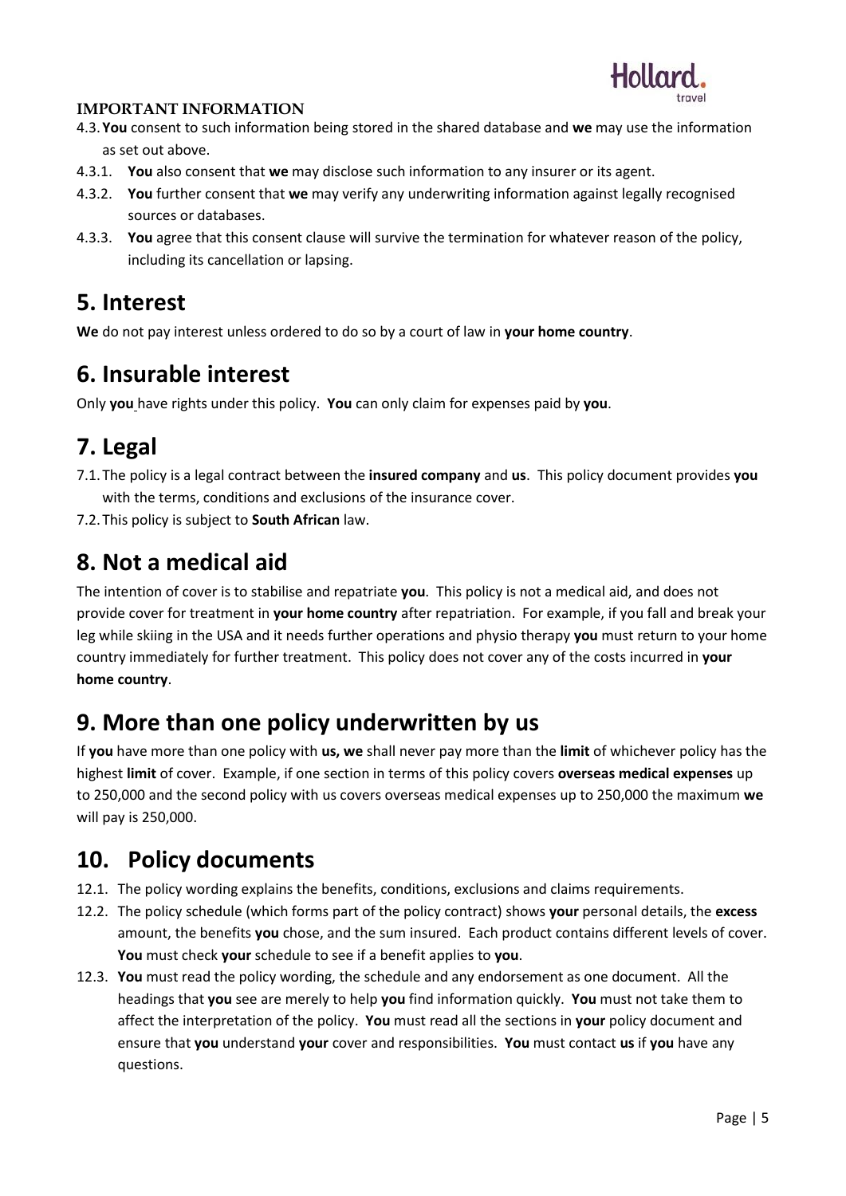**IMPORTANT INFORMATION**

4.3. **You** consent to such information being stored in the shared database and **we** may use the information as set out above.

4.3.1. **You** also consent that **we** may disclose such information to any insurer or its agent.

4.3.2. **You** further consent that **we** may verify any underwriting information against legally recognised sources or databases.

4.3.3. **You** agree that this consent clause will survive the termination for whatever reason of the policy, including its cancellation or lapsing.

# 5. Interest

**We** do not pay interest unless ordered to do so by a court of law in **your home country**.

# 6. Insurable interest

Only **you** have rights under this policy. **You** can only claim for expenses paid by **you**.

# 7. Legal

7.1. The policy is a legal contract between the **insured company** and **us**. This policy document provides **you** with the terms, conditions and exclusions of the insurance cover.

7.2. This policy is subject to **South African** law.

# 8. Not a medical aid

The intention of cover is to stabilise and repatriate **you**. This policy is not a medical aid, and does not provide cover for treatment in **your home country** after repatriation. For example, if you fall and break your leg while skiing in the USA and it needs further operations and physio therapy **you** must return to your home country immediately for further treatment. This policy does not cover any of the costs incurred in **your home country**.

# 9. More than one policy underwritten by us

If **you** have more than one policy with **us, we** shall never pay more than the **limit** of whichever policy has the highest **limit** of cover. Example, if one section in terms of this policy covers **overseas medical expenses** up to 250,000 and the second policy with us covers overseas medical expenses up to 250,000 the maximum **we** will pay is 250,000.

# 10. Policy documents

12.1. The policy wording explains the benefits, conditions, exclusions and claims requirements.

12.2. The policy schedule (which forms part of the policy contract) shows **your** personal details, the **excess** amount, the benefits **you** chose, and the sum insured. Each product contains different levels of cover. **You** must check **your** schedule to see if a benefit applies to **you**.

12.3. **You** must read the policy wording, the schedule and any endorsement as one document. All the headings that **you** see are merely to help **you** find information quickly. **You** must not take them to affect the interpretation of the policy. **You** must read all the sections in **your** policy document and ensure that **you** understand **your** cover and responsibilities. **You** must contact **us** if **you** have any questions.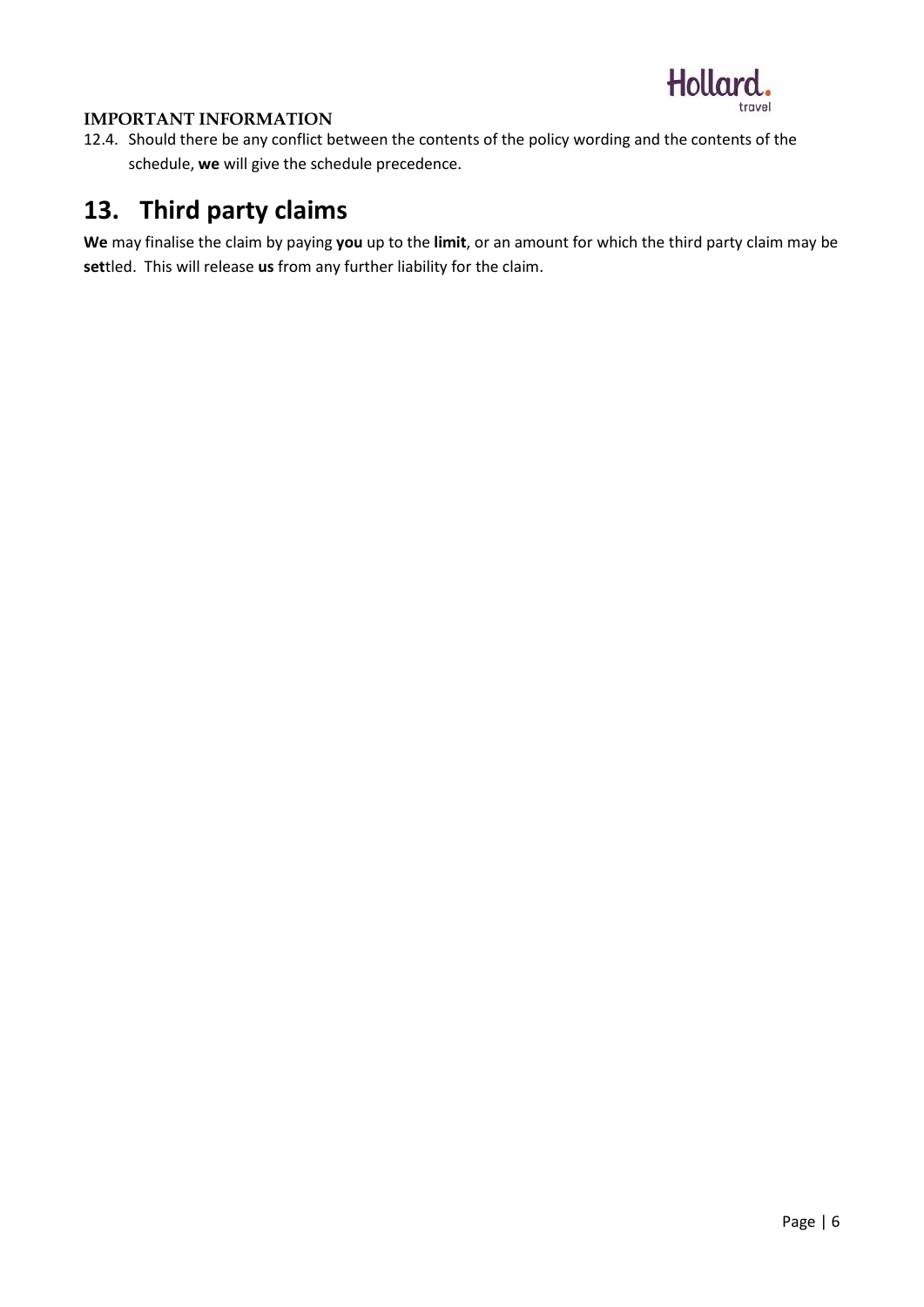**IMPORTANT INFORMATION**

12.4. Should there be any conflict between the contents of the policy wording and the contents of the schedule, **we** will give the schedule precedence.

## 13. Third party claims

**We** may finalise the claim by paying **you** up to the **limit**, or an amount for which the third party claim may be **set**tled. This will release **us** from any further liability for the claim.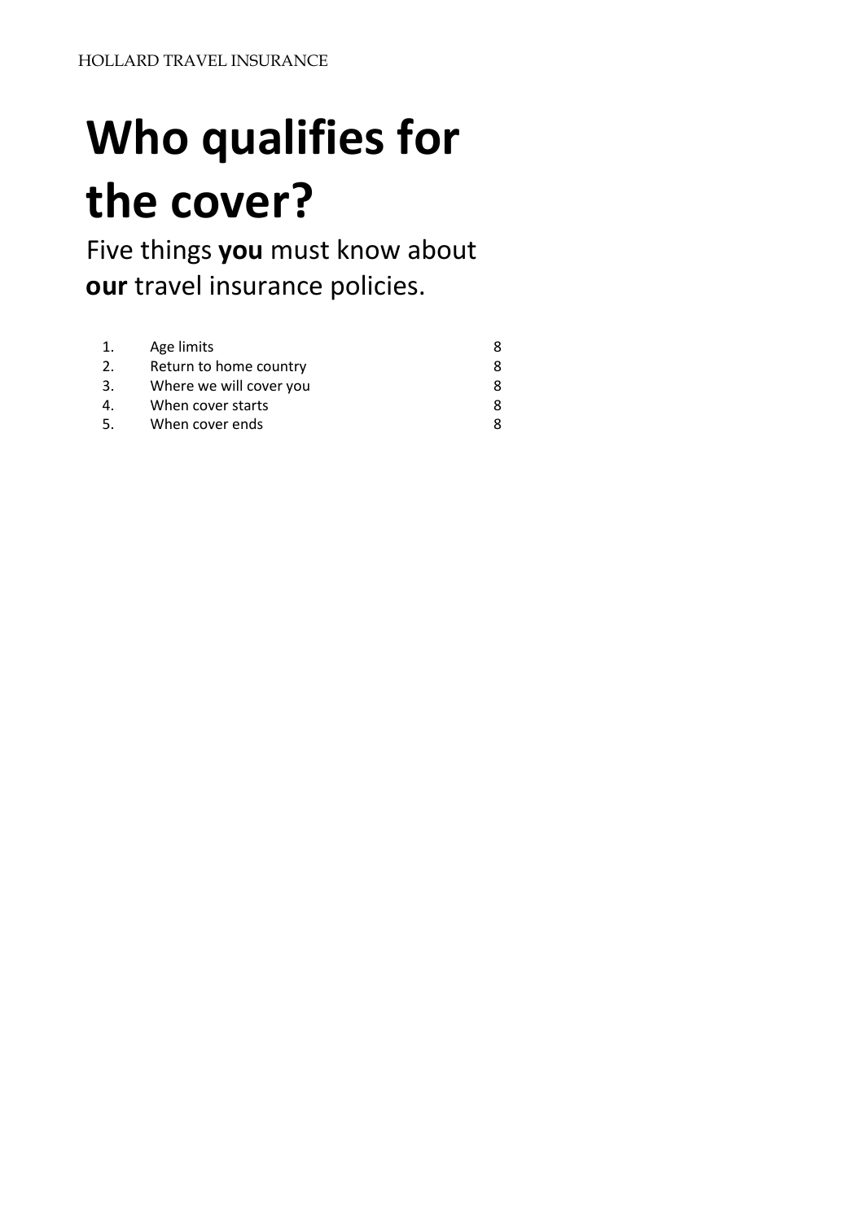# Who qualifies for the cover?

Five things **you** must know about **our** travel insurance policies.

| | | |
|---|---|---|
| 1. | Age limits | 8 |
| 2. | Return to home country | 8 |
| 3. | Where we will cover you | 8 |
| 4. | When cover starts | 8 |
| 5. | When cover ends | 8 |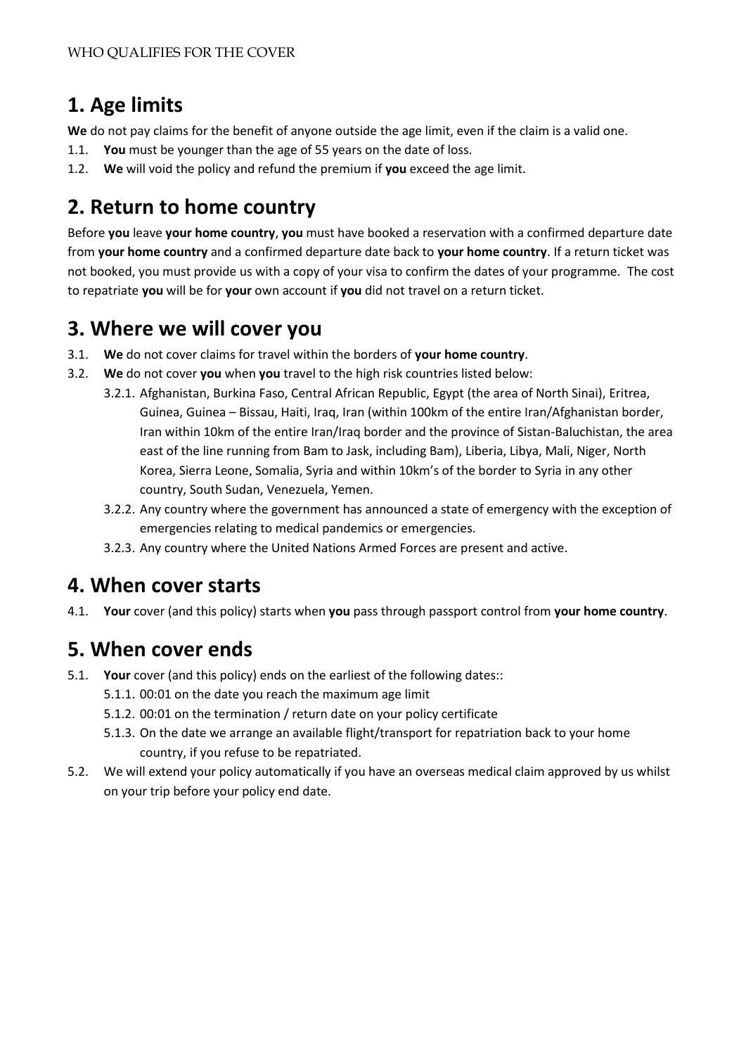WHO QUALIFIES FOR THE COVER

## 1. Age limits

**We** do not pay claims for the benefit of anyone outside the age limit, even if the claim is a valid one.

1.1. **You** must be younger than the age of 55 years on the date of loss.

1.2. **We** will void the policy and refund the premium if **you** exceed the age limit.

## 2. Return to home country

Before **you** leave **your home country**, **you** must have booked a reservation with a confirmed departure date from **your home country** and a confirmed departure date back to **your home country**. If a return ticket was not booked, you must provide us with a copy of your visa to confirm the dates of your programme. The cost to repatriate **you** will be for **your** own account if **you** did not travel on a return ticket.

## 3. Where we will cover you

3.1. **We** do not cover claims for travel within the borders of **your home country**.

3.2. **We** do not cover **you** when **you** travel to the high risk countries listed below:

3.2.1. Afghanistan, Burkina Faso, Central African Republic, Egypt (the area of North Sinai), Eritrea, Guinea, Guinea – Bissau, Haiti, Iraq, Iran (within 100km of the entire Iran/Afghanistan border, Iran within 10km of the entire Iran/Iraq border and the province of Sistan-Baluchistan, the area east of the line running from Bam to Jask, including Bam), Liberia, Libya, Mali, Niger, North Korea, Sierra Leone, Somalia, Syria and within 10km's of the border to Syria in any other country, South Sudan, Venezuela, Yemen.

3.2.2. Any country where the government has announced a state of emergency with the exception of emergencies relating to medical pandemics or emergencies.

3.2.3. Any country where the United Nations Armed Forces are present and active.

## 4. When cover starts

4.1. **Your** cover (and this policy) starts when **you** pass through passport control from **your home country**.

## 5. When cover ends

5.1. **Your** cover (and this policy) ends on the earliest of the following dates::

5.1.1. 00:01 on the date you reach the maximum age limit

5.1.2. 00:01 on the termination / return date on your policy certificate

5.1.3. On the date we arrange an available flight/transport for repatriation back to your home country, if you refuse to be repatriated.

5.2. We will extend your policy automatically if you have an overseas medical claim approved by us whilst on your trip before your policy end date.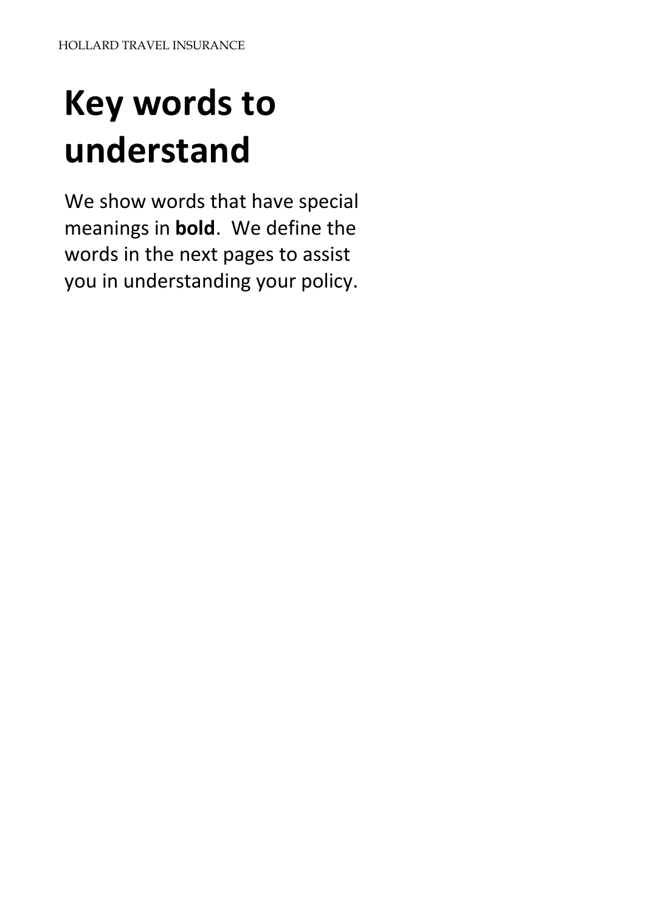# Key words to understand

We show words that have special meanings in **bold**. We define the words in the next pages to assist you in understanding your policy.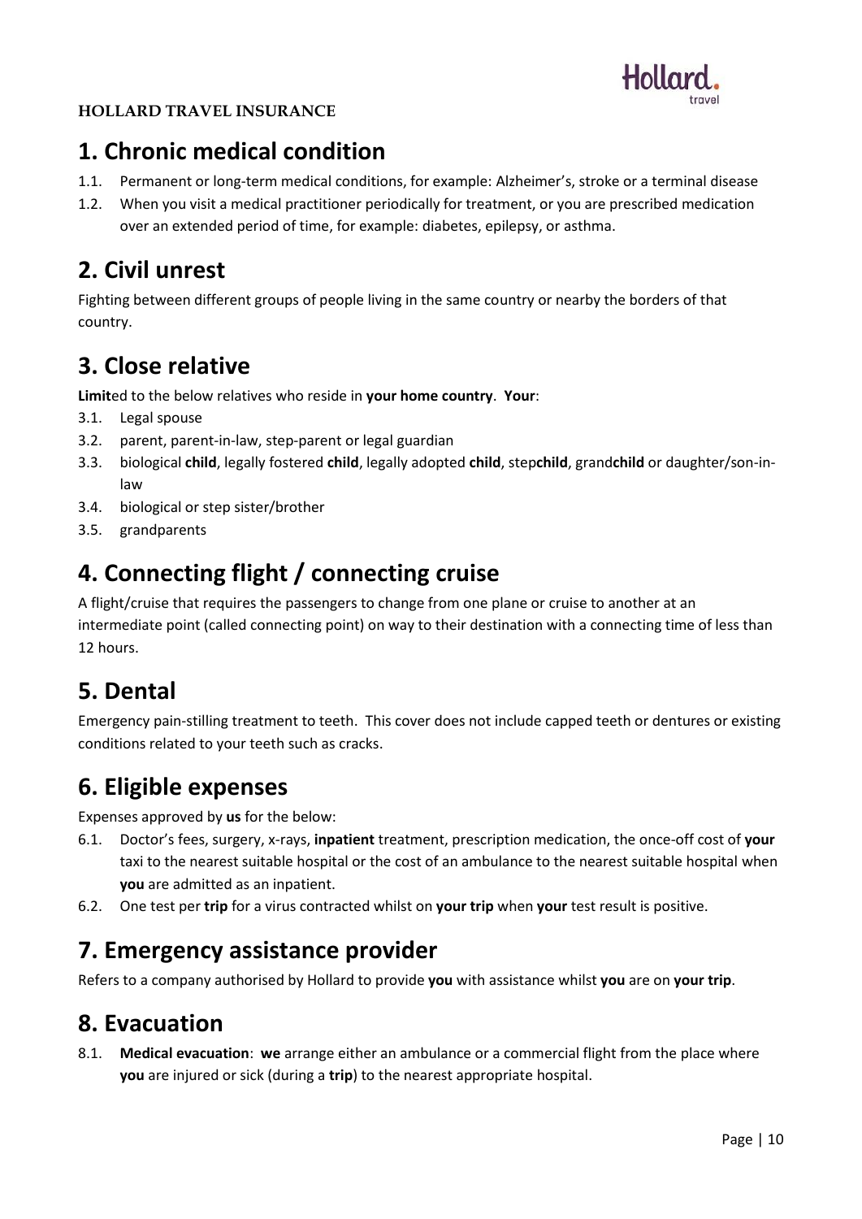**HOLLARD TRAVEL INSURANCE**

## 1. Chronic medical condition

1.1. Permanent or long-term medical conditions, for example: Alzheimer's, stroke or a terminal disease

1.2. When you visit a medical practitioner periodically for treatment, or you are prescribed medication over an extended period of time, for example: diabetes, epilepsy, or asthma.

## 2. Civil unrest

Fighting between different groups of people living in the same country or nearby the borders of that country.

## 3. Close relative

**Limit**ed to the below relatives who reside in **your home country**. **Your**:

3.1. Legal spouse

3.2. parent, parent-in-law, step-parent or legal guardian

3.3. biological **child**, legally fostered **child**, legally adopted **child**, step**child**, grand**child** or daughter/son-in-law

3.4. biological or step sister/brother

3.5. grandparents

## 4. Connecting flight / connecting cruise

A flight/cruise that requires the passengers to change from one plane or cruise to another at an intermediate point (called connecting point) on way to their destination with a connecting time of less than 12 hours.

## 5. Dental

Emergency pain-stilling treatment to teeth. This cover does not include capped teeth or dentures or existing conditions related to your teeth such as cracks.

## 6. Eligible expenses

Expenses approved by **us** for the below:

6.1. Doctor's fees, surgery, x-rays, **inpatient** treatment, prescription medication, the once-off cost of **your** taxi to the nearest suitable hospital or the cost of an ambulance to the nearest suitable hospital when **you** are admitted as an inpatient.

6.2. One test per **trip** for a virus contracted whilst on **your trip** when **your** test result is positive.

## 7. Emergency assistance provider

Refers to a company authorised by Hollard to provide **you** with assistance whilst **you** are on **your trip**.

## 8. Evacuation

8.1. **Medical evacuation**: **we** arrange either an ambulance or a commercial flight from the place where **you** are injured or sick (during a **trip**) to the nearest appropriate hospital.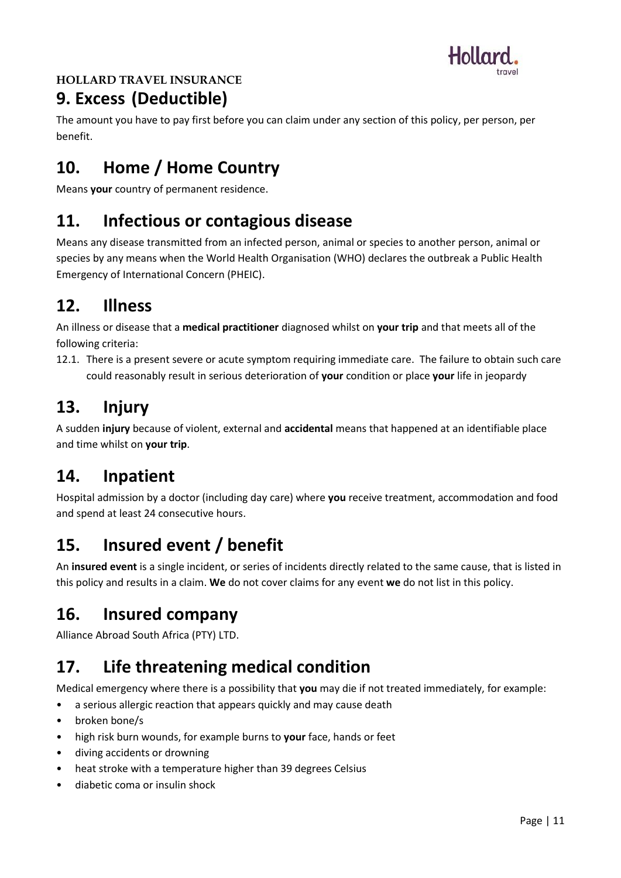**HOLLARD TRAVEL INSURANCE**

## 9. Excess (Deductible)

The amount you have to pay first before you can claim under any section of this policy, per person, per benefit.

## 10. Home / Home Country

Means **your** country of permanent residence.

## 11. Infectious or contagious disease

Means any disease transmitted from an infected person, animal or species to another person, animal or species by any means when the World Health Organisation (WHO) declares the outbreak a Public Health Emergency of International Concern (PHEIC).

## 12. Illness

An illness or disease that a **medical practitioner** diagnosed whilst on **your trip** and that meets all of the following criteria:

12.1. There is a present severe or acute symptom requiring immediate care. The failure to obtain such care could reasonably result in serious deterioration of **your** condition or place **your** life in jeopardy

## 13. Injury

A sudden **injury** because of violent, external and **accidental** means that happened at an identifiable place and time whilst on **your trip**.

## 14. Inpatient

Hospital admission by a doctor (including day care) where **you** receive treatment, accommodation and food and spend at least 24 consecutive hours.

## 15. Insured event / benefit

An **insured event** is a single incident, or series of incidents directly related to the same cause, that is listed in this policy and results in a claim. **We** do not cover claims for any event **we** do not list in this policy.

## 16. Insured company

Alliance Abroad South Africa (PTY) LTD.

## 17. Life threatening medical condition

Medical emergency where there is a possibility that **you** may die if not treated immediately, for example:

- a serious allergic reaction that appears quickly and may cause death
- broken bone/s
- high risk burn wounds, for example burns to **your** face, hands or feet
- diving accidents or drowning
- heat stroke with a temperature higher than 39 degrees Celsius
- diabetic coma or insulin shock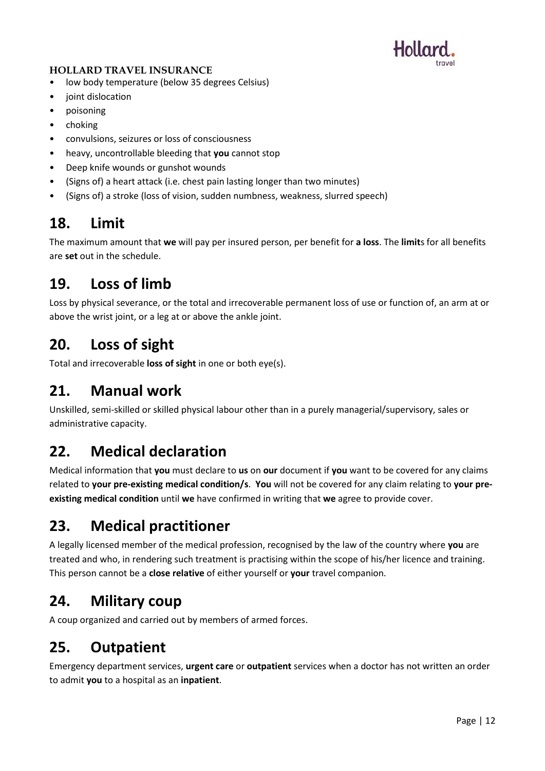- low body temperature (below 35 degrees Celsius)
- joint dislocation
- poisoning
- choking
- convulsions, seizures or loss of consciousness
- heavy, uncontrollable bleeding that **you** cannot stop
- Deep knife wounds or gunshot wounds
- (Signs of) a heart attack (i.e. chest pain lasting longer than two minutes)
- (Signs of) a stroke (loss of vision, sudden numbness, weakness, slurred speech)

## 18. Limit

The maximum amount that **we** will pay per insured person, per benefit for **a loss**. The **limit**s for all benefits are **set** out in the schedule.

## 19. Loss of limb

Loss by physical severance, or the total and irrecoverable permanent loss of use or function of, an arm at or above the wrist joint, or a leg at or above the ankle joint.

## 20. Loss of sight

Total and irrecoverable **loss of sight** in one or both eye(s).

## 21. Manual work

Unskilled, semi-skilled or skilled physical labour other than in a purely managerial/supervisory, sales or administrative capacity.

## 22. Medical declaration

Medical information that **you** must declare to **us** on **our** document if **you** want to be covered for any claims related to **your pre-existing medical condition/s**. **You** will not be covered for any claim relating to **your pre-existing medical condition** until **we** have confirmed in writing that **we** agree to provide cover.

## 23. Medical practitioner

A legally licensed member of the medical profession, recognised by the law of the country where **you** are treated and who, in rendering such treatment is practising within the scope of his/her licence and training. This person cannot be a **close relative** of either yourself or **your** travel companion.

## 24. Military coup

A coup organized and carried out by members of armed forces.

## 25. Outpatient

Emergency department services, **urgent care** or **outpatient** services when a doctor has not written an order to admit **you** to a hospital as an **inpatient**.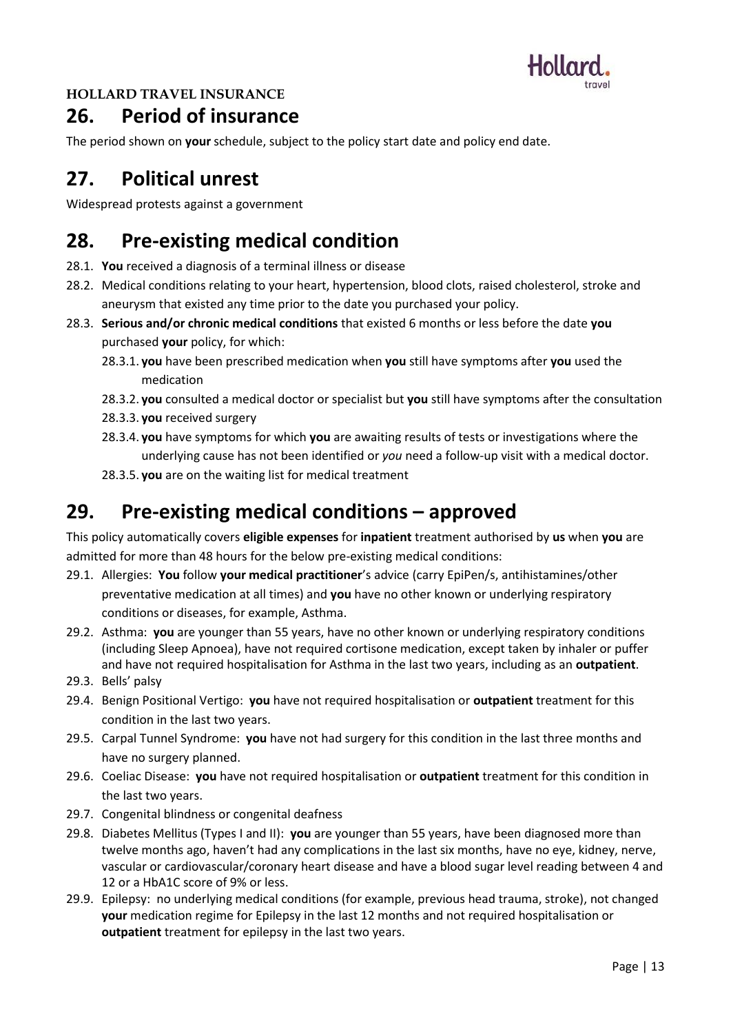**HOLLARD TRAVEL INSURANCE**

## 26. Period of insurance

The period shown on **your** schedule, subject to the policy start date and policy end date.

## 27. Political unrest

Widespread protests against a government

## 28. Pre-existing medical condition

28.1. **You** received a diagnosis of a terminal illness or disease

28.2. Medical conditions relating to your heart, hypertension, blood clots, raised cholesterol, stroke and aneurysm that existed any time prior to the date you purchased your policy.

28.3. **Serious and/or chronic medical conditions** that existed 6 months or less before the date **you** purchased **your** policy, for which:

- 28.3.1. **you** have been prescribed medication when **you** still have symptoms after **you** used the medication
- 28.3.2. **you** consulted a medical doctor or specialist but **you** still have symptoms after the consultation
- 28.3.3. **you** received surgery
- 28.3.4. **you** have symptoms for which **you** are awaiting results of tests or investigations where the underlying cause has not been identified or *you* need a follow-up visit with a medical doctor.
- 28.3.5. **you** are on the waiting list for medical treatment

## 29. Pre-existing medical conditions – approved

This policy automatically covers **eligible expenses** for **inpatient** treatment authorised by **us** when **you** are admitted for more than 48 hours for the below pre-existing medical conditions:

29.1. Allergies: **You** follow **your medical practitioner**'s advice (carry EpiPen/s, antihistamines/other preventative medication at all times) and **you** have no other known or underlying respiratory conditions or diseases, for example, Asthma.

29.2. Asthma: **you** are younger than 55 years, have no other known or underlying respiratory conditions (including Sleep Apnoea), have not required cortisone medication, except taken by inhaler or puffer and have not required hospitalisation for Asthma in the last two years, including as an **outpatient**.

29.3. Bells' palsy

29.4. Benign Positional Vertigo: **you** have not required hospitalisation or **outpatient** treatment for this condition in the last two years.

29.5. Carpal Tunnel Syndrome: **you** have not had surgery for this condition in the last three months and have no surgery planned.

29.6. Coeliac Disease: **you** have not required hospitalisation or **outpatient** treatment for this condition in the last two years.

29.7. Congenital blindness or congenital deafness

29.8. Diabetes Mellitus (Types I and II): **you** are younger than 55 years, have been diagnosed more than twelve months ago, haven't had any complications in the last six months, have no eye, kidney, nerve, vascular or cardiovascular/coronary heart disease and have a blood sugar level reading between 4 and 12 or a HbA1C score of 9% or less.

29.9. Epilepsy: no underlying medical conditions (for example, previous head trauma, stroke), not changed **your** medication regime for Epilepsy in the last 12 months and not required hospitalisation or **outpatient** treatment for epilepsy in the last two years.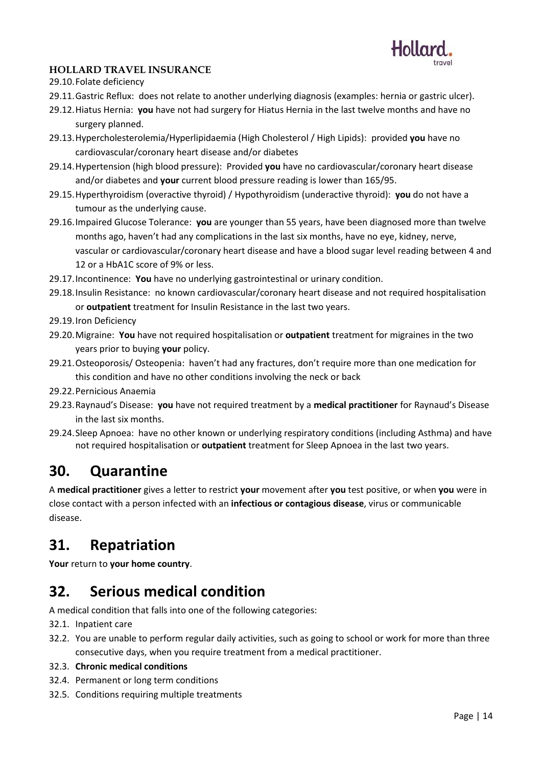29.10. Folate deficiency

29.11. Gastric Reflux: does not relate to another underlying diagnosis (examples: hernia or gastric ulcer).

29.12. Hiatus Hernia: **you** have not had surgery for Hiatus Hernia in the last twelve months and have no surgery planned.

29.13. Hypercholesterolemia/Hyperlipidaemia (High Cholesterol / High Lipids): provided **you** have no cardiovascular/coronary heart disease and/or diabetes

29.14. Hypertension (high blood pressure): Provided **you** have no cardiovascular/coronary heart disease and/or diabetes and **your** current blood pressure reading is lower than 165/95.

29.15. Hyperthyroidism (overactive thyroid) / Hypothyroidism (underactive thyroid): **you** do not have a tumour as the underlying cause.

29.16. Impaired Glucose Tolerance: **you** are younger than 55 years, have been diagnosed more than twelve months ago, haven't had any complications in the last six months, have no eye, kidney, nerve, vascular or cardiovascular/coronary heart disease and have a blood sugar level reading between 4 and 12 or a HbA1C score of 9% or less.

29.17. Incontinence: **You** have no underlying gastrointestinal or urinary condition.

29.18. Insulin Resistance: no known cardiovascular/coronary heart disease and not required hospitalisation or **outpatient** treatment for Insulin Resistance in the last two years.

29.19. Iron Deficiency

29.20. Migraine: **You** have not required hospitalisation or **outpatient** treatment for migraines in the two years prior to buying **your** policy.

29.21. Osteoporosis/ Osteopenia: haven't had any fractures, don't require more than one medication for this condition and have no other conditions involving the neck or back

29.22. Pernicious Anaemia

29.23. Raynaud's Disease: **you** have not required treatment by a **medical practitioner** for Raynaud's Disease in the last six months.

29.24. Sleep Apnoea: have no other known or underlying respiratory conditions (including Asthma) and have not required hospitalisation or **outpatient** treatment for Sleep Apnoea in the last two years.

## 30. Quarantine

A **medical practitioner** gives a letter to restrict **your** movement after **you** test positive, or when **you** were in close contact with a person infected with an **infectious or contagious disease**, virus or communicable disease.

## 31. Repatriation

**Your** return to **your home country**.

## 32. Serious medical condition

A medical condition that falls into one of the following categories:

32.1. Inpatient care

32.2. You are unable to perform regular daily activities, such as going to school or work for more than three consecutive days, when you require treatment from a medical practitioner.

32.3. **Chronic medical conditions**

32.4. Permanent or long term conditions

32.5. Conditions requiring multiple treatments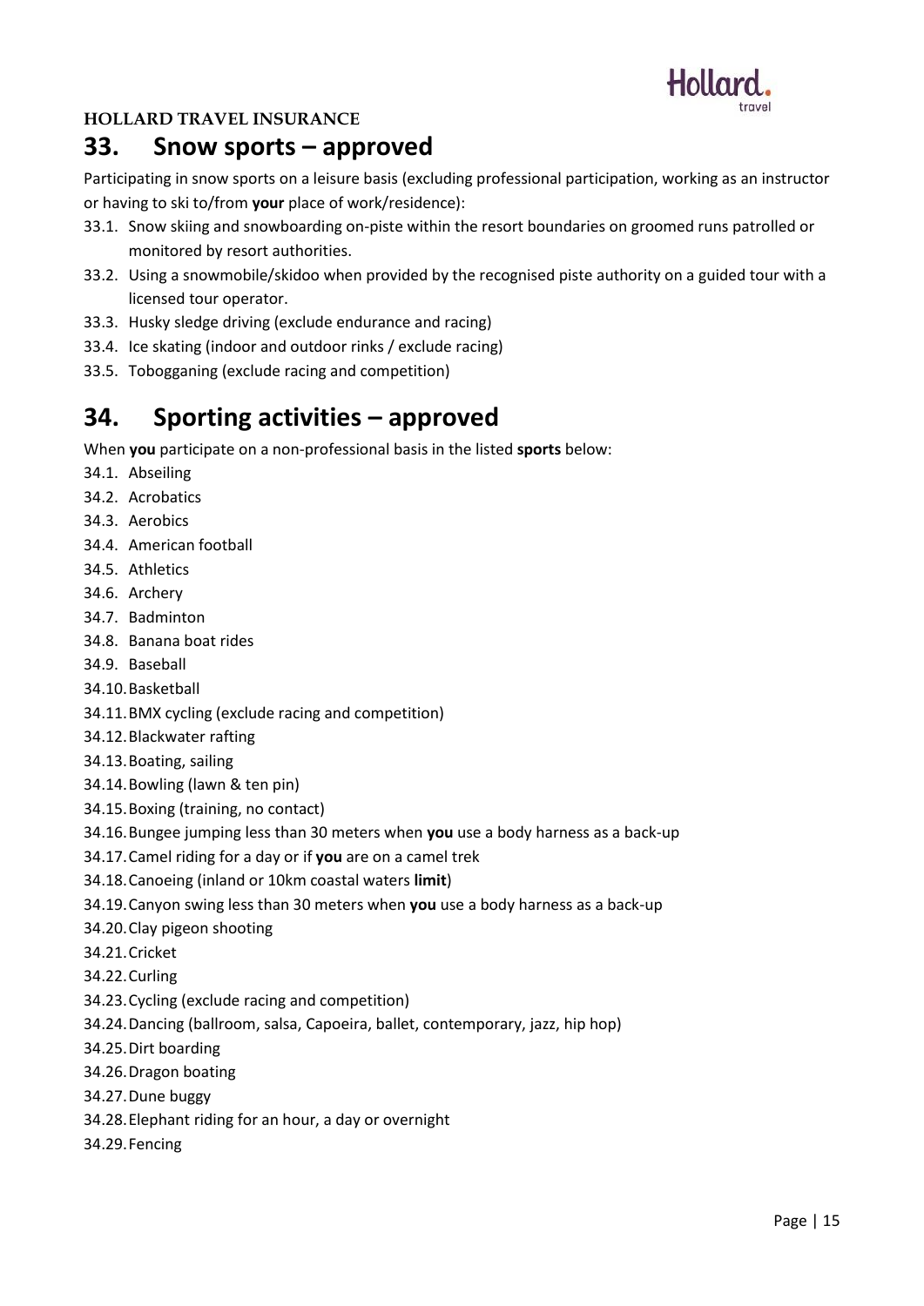**HOLLARD TRAVEL INSURANCE**

## 33. Snow sports – approved

Participating in snow sports on a leisure basis (excluding professional participation, working as an instructor or having to ski to/from **your** place of work/residence):

33.1. Snow skiing and snowboarding on-piste within the resort boundaries on groomed runs patrolled or monitored by resort authorities.

33.2. Using a snowmobile/skidoo when provided by the recognised piste authority on a guided tour with a licensed tour operator.

33.3. Husky sledge driving (exclude endurance and racing)

33.4. Ice skating (indoor and outdoor rinks / exclude racing)

33.5. Tobogganing (exclude racing and competition)

## 34. Sporting activities – approved

When **you** participate on a non-professional basis in the listed **sports** below:

34.1. Abseiling

34.2. Acrobatics

34.3. Aerobics

34.4. American football

34.5. Athletics

34.6. Archery

34.7. Badminton

34.8. Banana boat rides

34.9. Baseball

34.10. Basketball

34.11. BMX cycling (exclude racing and competition)

34.12. Blackwater rafting

34.13. Boating, sailing

34.14. Bowling (lawn & ten pin)

34.15. Boxing (training, no contact)

34.16. Bungee jumping less than 30 meters when **you** use a body harness as a back-up

34.17. Camel riding for a day or if **you** are on a camel trek

34.18. Canoeing (inland or 10km coastal waters **limit**)

34.19. Canyon swing less than 30 meters when **you** use a body harness as a back-up

34.20. Clay pigeon shooting

34.21. Cricket

34.22. Curling

34.23. Cycling (exclude racing and competition)

34.24. Dancing (ballroom, salsa, Capoeira, ballet, contemporary, jazz, hip hop)

34.25. Dirt boarding

34.26. Dragon boating

34.27. Dune buggy

34.28. Elephant riding for an hour, a day or overnight

34.29. Fencing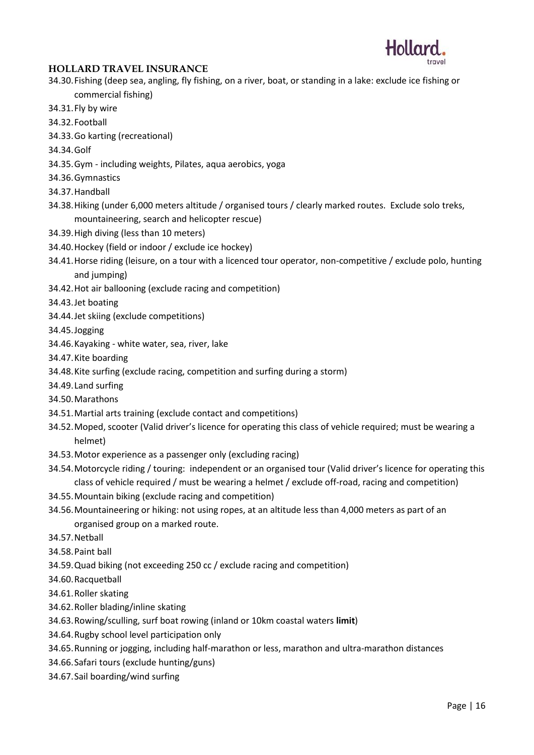## HOLLARD TRAVEL INSURANCE

34.30. Fishing (deep sea, angling, fly fishing, on a river, boat, or standing in a lake: exclude ice fishing or commercial fishing)

34.31. Fly by wire

34.32. Football

34.33. Go karting (recreational)

34.34. Golf

34.35. Gym - including weights, Pilates, aqua aerobics, yoga

34.36. Gymnastics

34.37. Handball

34.38. Hiking (under 6,000 meters altitude / organised tours / clearly marked routes. Exclude solo treks, mountaineering, search and helicopter rescue)

34.39. High diving (less than 10 meters)

34.40. Hockey (field or indoor / exclude ice hockey)

34.41. Horse riding (leisure, on a tour with a licenced tour operator, non-competitive / exclude polo, hunting and jumping)

34.42. Hot air ballooning (exclude racing and competition)

34.43. Jet boating

34.44. Jet skiing (exclude competitions)

34.45. Jogging

34.46. Kayaking - white water, sea, river, lake

34.47. Kite boarding

34.48. Kite surfing (exclude racing, competition and surfing during a storm)

34.49. Land surfing

34.50. Marathons

34.51. Martial arts training (exclude contact and competitions)

34.52. Moped, scooter (Valid driver's licence for operating this class of vehicle required; must be wearing a helmet)

34.53. Motor experience as a passenger only (excluding racing)

34.54. Motorcycle riding / touring: independent or an organised tour (Valid driver's licence for operating this class of vehicle required / must be wearing a helmet / exclude off-road, racing and competition)

34.55. Mountain biking (exclude racing and competition)

34.56. Mountaineering or hiking: not using ropes, at an altitude less than 4,000 meters as part of an organised group on a marked route.

34.57. Netball

34.58. Paint ball

34.59. Quad biking (not exceeding 250 cc / exclude racing and competition)

34.60. Racquetball

34.61. Roller skating

34.62. Roller blading/inline skating

34.63. Rowing/sculling, surf boat rowing (inland or 10km coastal waters **limit**)

34.64. Rugby school level participation only

34.65. Running or jogging, including half-marathon or less, marathon and ultra-marathon distances

34.66. Safari tours (exclude hunting/guns)

34.67. Sail boarding/wind surfing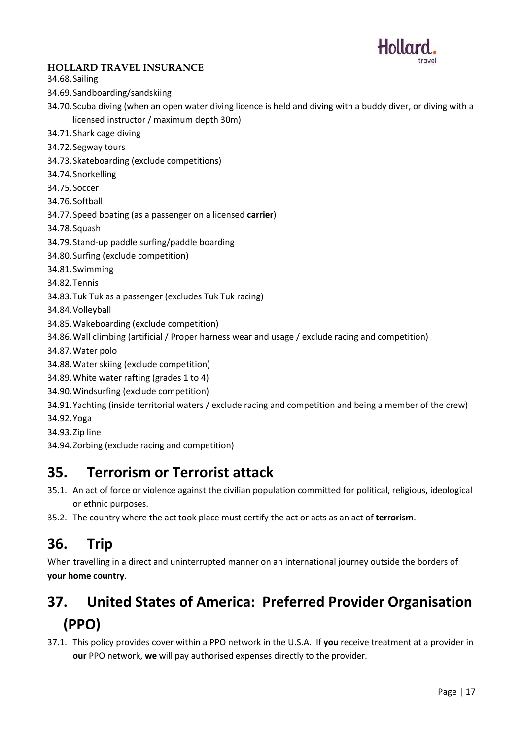34.68. Sailing
34.69. Sandboarding/sandskiing
34.70. Scuba diving (when an open water diving licence is held and diving with a buddy diver, or diving with a licensed instructor / maximum depth 30m)
34.71. Shark cage diving
34.72. Segway tours
34.73. Skateboarding (exclude competitions)
34.74. Snorkelling
34.75. Soccer
34.76. Softball
34.77. Speed boating (as a passenger on a licensed **carrier**)
34.78. Squash
34.79. Stand-up paddle surfing/paddle boarding
34.80. Surfing (exclude competition)
34.81. Swimming
34.82. Tennis
34.83. Tuk Tuk as a passenger (excludes Tuk Tuk racing)
34.84. Volleyball
34.85. Wakeboarding (exclude competition)
34.86. Wall climbing (artificial / Proper harness wear and usage / exclude racing and competition)
34.87. Water polo
34.88. Water skiing (exclude competition)
34.89. White water rafting (grades 1 to 4)
34.90. Windsurfing (exclude competition)
34.91. Yachting (inside territorial waters / exclude racing and competition and being a member of the crew)
34.92. Yoga
34.93. Zip line
34.94. Zorbing (exclude racing and competition)

## 35. Terrorism or Terrorist attack

35.1. An act of force or violence against the civilian population committed for political, religious, ideological or ethnic purposes.

35.2. The country where the act took place must certify the act or acts as an act of **terrorism**.

## 36. Trip

When travelling in a direct and uninterrupted manner on an international journey outside the borders of **your home country**.

## 37. United States of America: Preferred Provider Organisation (PPO)

37.1. This policy provides cover within a PPO network in the U.S.A. If **you** receive treatment at a provider in **our** PPO network, **we** will pay authorised expenses directly to the provider.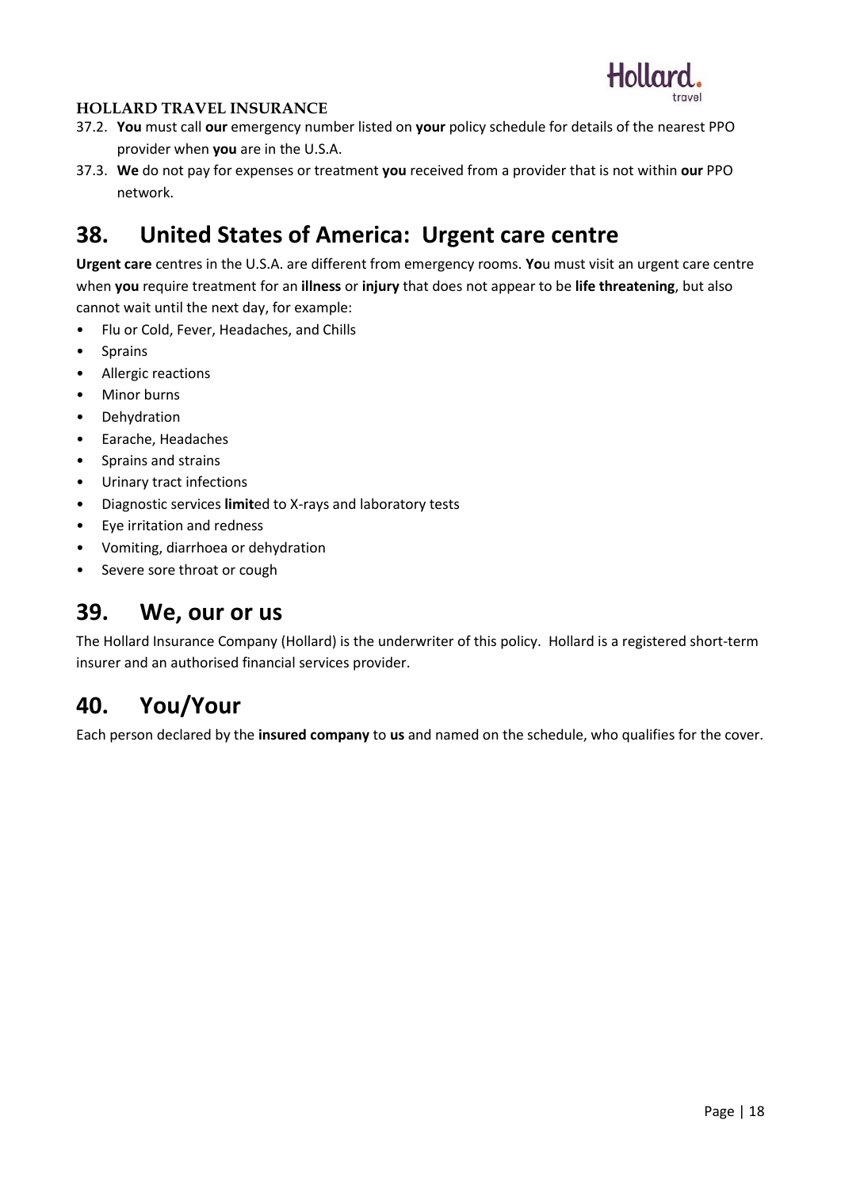37.2. **You** must call **our** emergency number listed on **your** policy schedule for details of the nearest PPO provider when **you** are in the U.S.A.

37.3. **We** do not pay for expenses or treatment **you** received from a provider that is not within **our** PPO network.

## 38. United States of America: Urgent care centre

**Urgent care** centres in the U.S.A. are different from emergency rooms. **Yo**u must visit an urgent care centre when **you** require treatment for an **illness** or **injury** that does not appear to be **life threatening**, but also cannot wait until the next day, for example:

- Flu or Cold, Fever, Headaches, and Chills
- Sprains
- Allergic reactions
- Minor burns
- Dehydration
- Earache, Headaches
- Sprains and strains
- Urinary tract infections
- Diagnostic services **limit**ed to X-rays and laboratory tests
- Eye irritation and redness
- Vomiting, diarrhoea or dehydration
- Severe sore throat or cough

## 39. We, our or us

The Hollard Insurance Company (Hollard) is the underwriter of this policy. Hollard is a registered short-term insurer and an authorised financial services provider.

## 40. You/Your

Each person declared by the **insured company** to **us** and named on the schedule, who qualifies for the cover.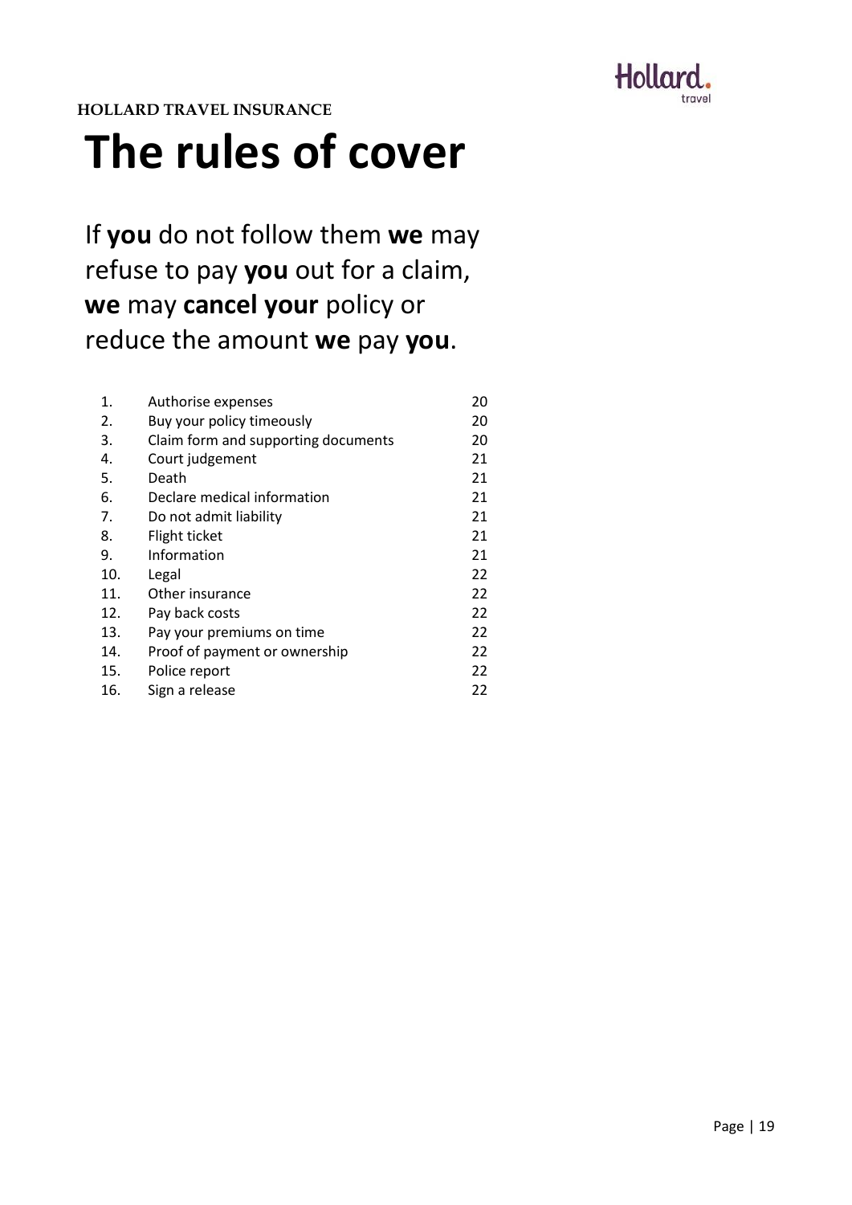HOLLARD TRAVEL INSURANCE

# The rules of cover

If **you** do not follow them **we** may refuse to pay **you** out for a claim, **we** may **cancel your** policy or reduce the amount **we** pay **you**.

| | | |
|---|---|---|
| 1. | Authorise expenses | 20 |
| 2. | Buy your policy timeously | 20 |
| 3. | Claim form and supporting documents | 20 |
| 4. | Court judgement | 21 |
| 5. | Death | 21 |
| 6. | Declare medical information | 21 |
| 7. | Do not admit liability | 21 |
| 8. | Flight ticket | 21 |
| 9. | Information | 21 |
| 10. | Legal | 22 |
| 11. | Other insurance | 22 |
| 12. | Pay back costs | 22 |
| 13. | Pay your premiums on time | 22 |
| 14. | Proof of payment or ownership | 22 |
| 15. | Police report | 22 |
| 16. | Sign a release | 22 |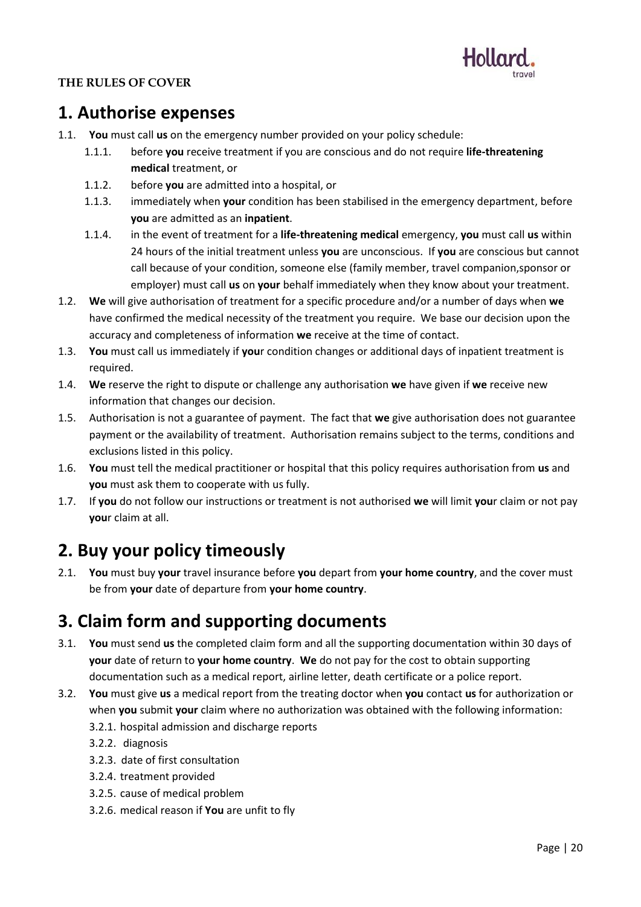**THE RULES OF COVER**

# 1. Authorise expenses

1.1. **You** must call **us** on the emergency number provided on your policy schedule:

  1.1.1. before **you** receive treatment if you are conscious and do not require **life-threatening medical** treatment, or

  1.1.2. before **you** are admitted into a hospital, or

  1.1.3. immediately when **your** condition has been stabilised in the emergency department, before **you** are admitted as an **inpatient**.

  1.1.4. in the event of treatment for a **life-threatening medical** emergency, **you** must call **us** within 24 hours of the initial treatment unless **you** are unconscious. If **you** are conscious but cannot call because of your condition, someone else (family member, travel companion,sponsor or employer) must call **us** on **your** behalf immediately when they know about your treatment.

1.2. **We** will give authorisation of treatment for a specific procedure and/or a number of days when **we** have confirmed the medical necessity of the treatment you require. We base our decision upon the accuracy and completeness of information **we** receive at the time of contact.

1.3. **You** must call us immediately if **you**r condition changes or additional days of inpatient treatment is required.

1.4. **We** reserve the right to dispute or challenge any authorisation **we** have given if **we** receive new information that changes our decision.

1.5. Authorisation is not a guarantee of payment. The fact that **we** give authorisation does not guarantee payment or the availability of treatment. Authorisation remains subject to the terms, conditions and exclusions listed in this policy.

1.6. **You** must tell the medical practitioner or hospital that this policy requires authorisation from **us** and **you** must ask them to cooperate with us fully.

1.7. If **you** do not follow our instructions or treatment is not authorised **we** will limit **you**r claim or not pay **you**r claim at all.

# 2. Buy your policy timeously

2.1. **You** must buy **your** travel insurance before **you** depart from **your home country**, and the cover must be from **your** date of departure from **your home country**.

# 3. Claim form and supporting documents

3.1. **You** must send **us** the completed claim form and all the supporting documentation within 30 days of **your** date of return to **your home country**. **We** do not pay for the cost to obtain supporting documentation such as a medical report, airline letter, death certificate or a police report.

3.2. **You** must give **us** a medical report from the treating doctor when **you** contact **us** for authorization or when **you** submit **your** claim where no authorization was obtained with the following information:

  3.2.1. hospital admission and discharge reports

  3.2.2. diagnosis

  3.2.3. date of first consultation

  3.2.4. treatment provided

  3.2.5. cause of medical problem

  3.2.6. medical reason if **You** are unfit to fly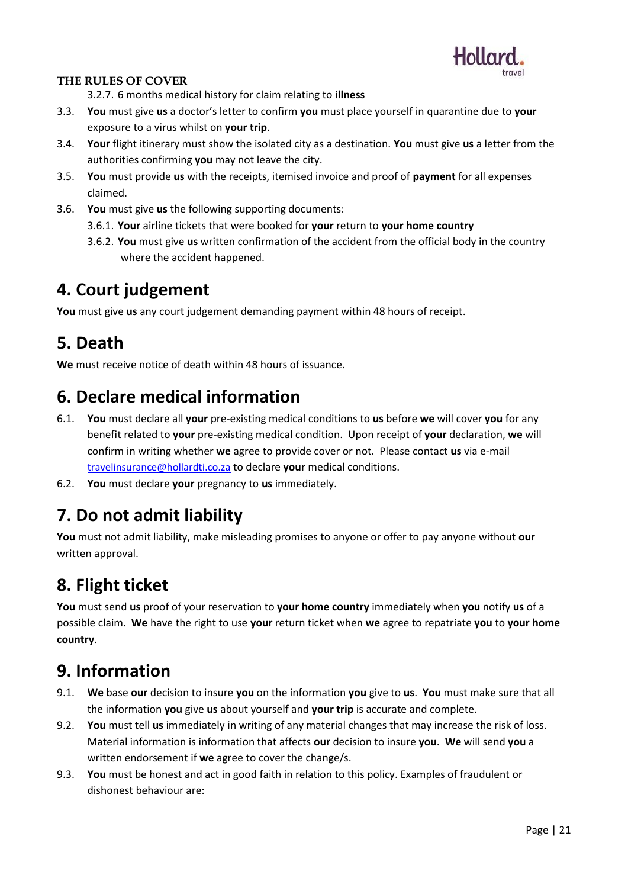**THE RULES OF COVER**

3.2.7. 6 months medical history for claim relating to **illness**

3.3. **You** must give **us** a doctor's letter to confirm **you** must place yourself in quarantine due to **your** exposure to a virus whilst on **your trip**.

3.4. **Your** flight itinerary must show the isolated city as a destination. **You** must give **us** a letter from the authorities confirming **you** may not leave the city.

3.5. **You** must provide **us** with the receipts, itemised invoice and proof of **payment** for all expenses claimed.

3.6. **You** must give **us** the following supporting documents:

3.6.1. **Your** airline tickets that were booked for **your** return to **your home country**

3.6.2. **You** must give **us** written confirmation of the accident from the official body in the country where the accident happened.

## 4. Court judgement

**You** must give **us** any court judgement demanding payment within 48 hours of receipt.

## 5. Death

**We** must receive notice of death within 48 hours of issuance.

## 6. Declare medical information

6.1. **You** must declare all **your** pre-existing medical conditions to **us** before **we** will cover **you** for any benefit related to **your** pre-existing medical condition. Upon receipt of **your** declaration, **we** will confirm in writing whether **we** agree to provide cover or not. Please contact **us** via e-mail travelinsurance@hollardti.co.za to declare **your** medical conditions.

6.2. **You** must declare **your** pregnancy to **us** immediately.

## 7. Do not admit liability

**You** must not admit liability, make misleading promises to anyone or offer to pay anyone without **our** written approval.

## 8. Flight ticket

**You** must send **us** proof of your reservation to **your home country** immediately when **you** notify **us** of a possible claim. **We** have the right to use **your** return ticket when **we** agree to repatriate **you** to **your home country**.

## 9. Information

9.1. **We** base **our** decision to insure **you** on the information **you** give to **us**. **You** must make sure that all the information **you** give **us** about yourself and **your trip** is accurate and complete.

9.2. **You** must tell **us** immediately in writing of any material changes that may increase the risk of loss. Material information is information that affects **our** decision to insure **you**. **We** will send **you** a written endorsement if **we** agree to cover the change/s.

9.3. **You** must be honest and act in good faith in relation to this policy. Examples of fraudulent or dishonest behaviour are: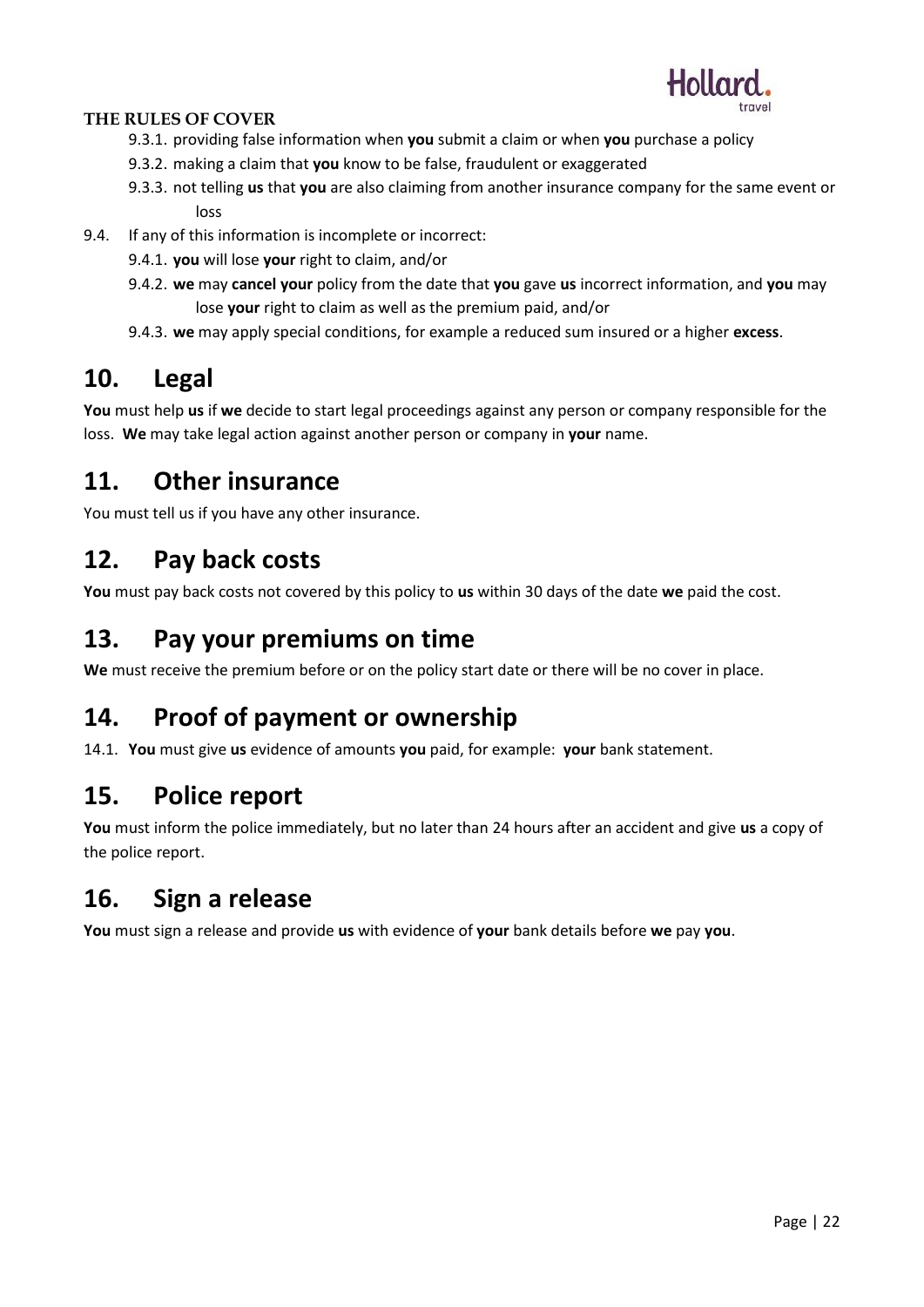**THE RULES OF COVER**

- 9.3.1. providing false information when **you** submit a claim or when **you** purchase a policy
- 9.3.2. making a claim that **you** know to be false, fraudulent or exaggerated
- 9.3.3. not telling **us** that **you** are also claiming from another insurance company for the same event or loss

9.4. If any of this information is incomplete or incorrect:

- 9.4.1. **you** will lose **your** right to claim, and/or
- 9.4.2. **we** may **cancel your** policy from the date that **you** gave **us** incorrect information, and **you** may lose **your** right to claim as well as the premium paid, and/or
- 9.4.3. **we** may apply special conditions, for example a reduced sum insured or a higher **excess**.

## 10. Legal

**You** must help **us** if **we** decide to start legal proceedings against any person or company responsible for the loss. **We** may take legal action against another person or company in **your** name.

## 11. Other insurance

You must tell us if you have any other insurance.

## 12. Pay back costs

**You** must pay back costs not covered by this policy to **us** within 30 days of the date **we** paid the cost.

## 13. Pay your premiums on time

**We** must receive the premium before or on the policy start date or there will be no cover in place.

## 14. Proof of payment or ownership

14.1. **You** must give **us** evidence of amounts **you** paid, for example: **your** bank statement.

## 15. Police report

**You** must inform the police immediately, but no later than 24 hours after an accident and give **us** a copy of the police report.

## 16. Sign a release

**You** must sign a release and provide **us** with evidence of **your** bank details before **we** pay **you**.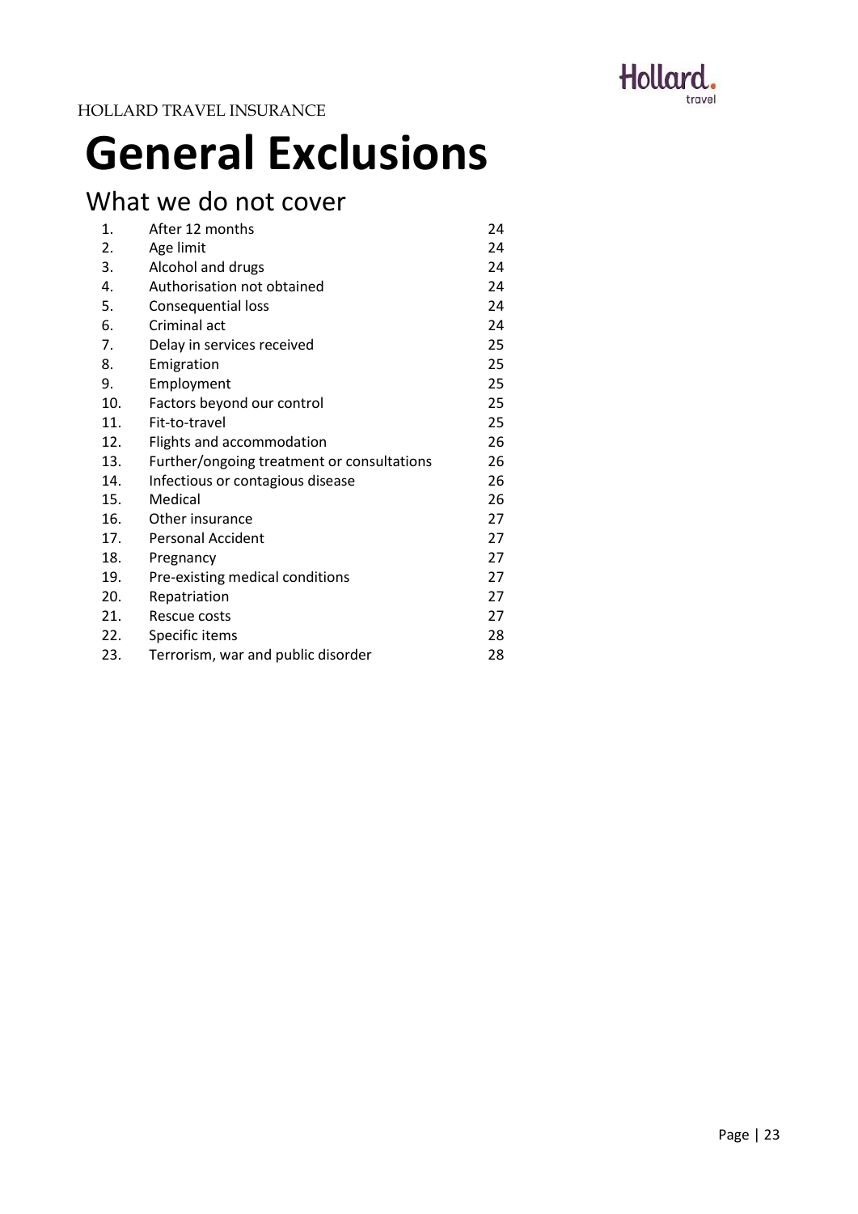HOLLARD TRAVEL INSURANCE

# General Exclusions

## What we do not cover

| | | |
|---|---|---|
| 1. | After 12 months | 24 |
| 2. | Age limit | 24 |
| 3. | Alcohol and drugs | 24 |
| 4. | Authorisation not obtained | 24 |
| 5. | Consequential loss | 24 |
| 6. | Criminal act | 24 |
| 7. | Delay in services received | 25 |
| 8. | Emigration | 25 |
| 9. | Employment | 25 |
| 10. | Factors beyond our control | 25 |
| 11. | Fit-to-travel | 25 |
| 12. | Flights and accommodation | 26 |
| 13. | Further/ongoing treatment or consultations | 26 |
| 14. | Infectious or contagious disease | 26 |
| 15. | Medical | 26 |
| 16. | Other insurance | 27 |
| 17. | Personal Accident | 27 |
| 18. | Pregnancy | 27 |
| 19. | Pre-existing medical conditions | 27 |
| 20. | Repatriation | 27 |
| 21. | Rescue costs | 27 |
| 22. | Specific items | 28 |
| 23. | Terrorism, war and public disorder | 28 |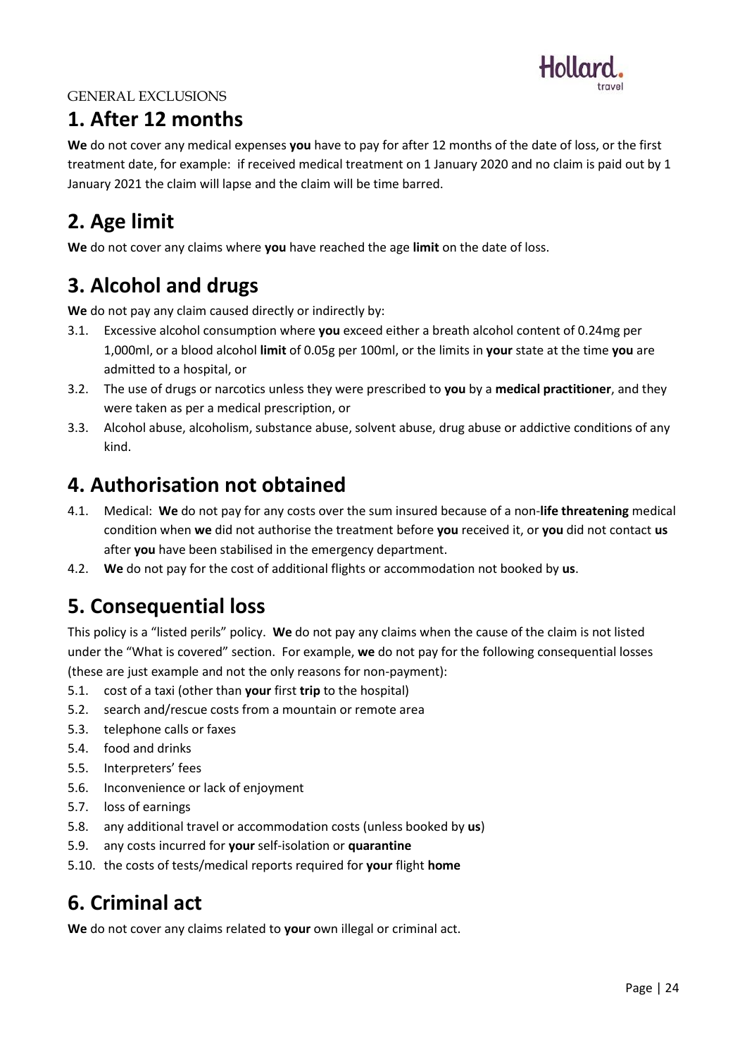GENERAL EXCLUSIONS

## 1. After 12 months

**We** do not cover any medical expenses **you** have to pay for after 12 months of the date of loss, or the first treatment date, for example: if received medical treatment on 1 January 2020 and no claim is paid out by 1 January 2021 the claim will lapse and the claim will be time barred.

## 2. Age limit

**We** do not cover any claims where **you** have reached the age **limit** on the date of loss.

## 3. Alcohol and drugs

**We** do not pay any claim caused directly or indirectly by:

3.1. Excessive alcohol consumption where **you** exceed either a breath alcohol content of 0.24mg per 1,000ml, or a blood alcohol **limit** of 0.05g per 100ml, or the limits in **your** state at the time **you** are admitted to a hospital, or

3.2. The use of drugs or narcotics unless they were prescribed to **you** by a **medical practitioner**, and they were taken as per a medical prescription, or

3.3. Alcohol abuse, alcoholism, substance abuse, solvent abuse, drug abuse or addictive conditions of any kind.

## 4. Authorisation not obtained

4.1. Medical: **We** do not pay for any costs over the sum insured because of a non-**life threatening** medical condition when **we** did not authorise the treatment before **you** received it, or **you** did not contact **us** after **you** have been stabilised in the emergency department.

4.2. **We** do not pay for the cost of additional flights or accommodation not booked by **us**.

## 5. Consequential loss

This policy is a "listed perils" policy. **We** do not pay any claims when the cause of the claim is not listed under the "What is covered" section. For example, **we** do not pay for the following consequential losses (these are just example and not the only reasons for non-payment):

5.1. cost of a taxi (other than **your** first **trip** to the hospital)

5.2. search and/rescue costs from a mountain or remote area

5.3. telephone calls or faxes

5.4. food and drinks

5.5. Interpreters' fees

5.6. Inconvenience or lack of enjoyment

5.7. loss of earnings

5.8. any additional travel or accommodation costs (unless booked by **us**)

5.9. any costs incurred for **your** self-isolation or **quarantine**

5.10. the costs of tests/medical reports required for **your** flight **home**

## 6. Criminal act

**We** do not cover any claims related to **your** own illegal or criminal act.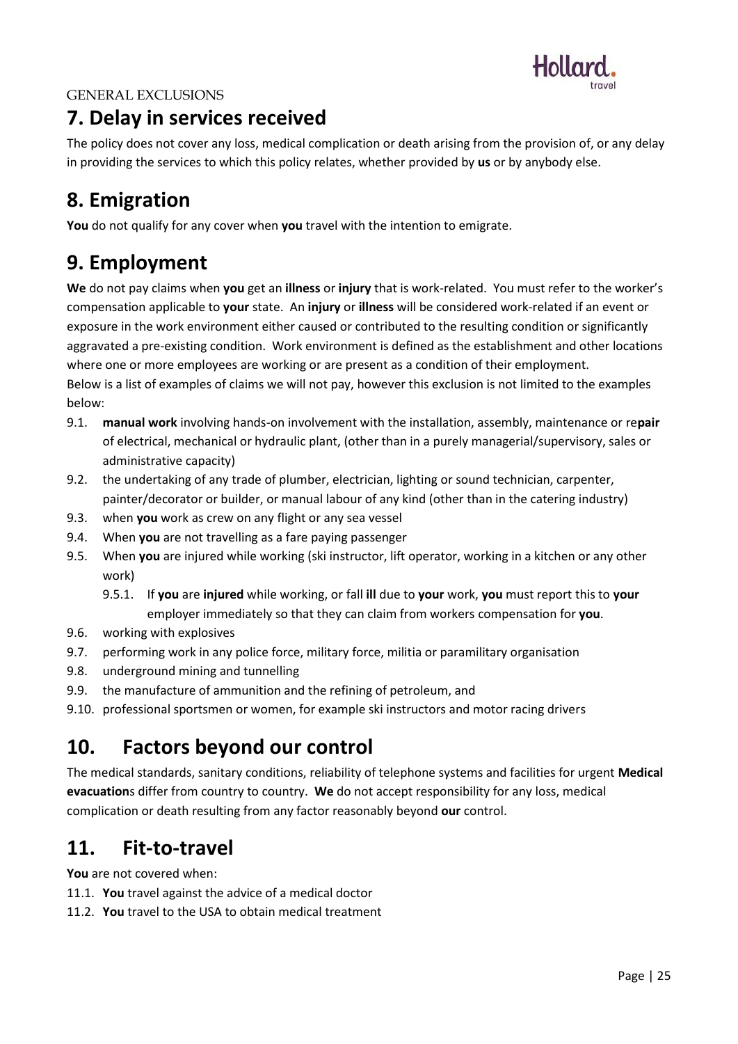GENERAL EXCLUSIONS

## 7. Delay in services received

The policy does not cover any loss, medical complication or death arising from the provision of, or any delay in providing the services to which this policy relates, whether provided by **us** or by anybody else.

## 8. Emigration

**You** do not qualify for any cover when **you** travel with the intention to emigrate.

## 9. Employment

**We** do not pay claims when **you** get an **illness** or **injury** that is work-related. You must refer to the worker's compensation applicable to **your** state. An **injury** or **illness** will be considered work-related if an event or exposure in the work environment either caused or contributed to the resulting condition or significantly aggravated a pre-existing condition. Work environment is defined as the establishment and other locations where one or more employees are working or are present as a condition of their employment.
Below is a list of examples of claims we will not pay, however this exclusion is not limited to the examples below:

- 9.1. **manual work** involving hands-on involvement with the installation, assembly, maintenance or re**pair** of electrical, mechanical or hydraulic plant, (other than in a purely managerial/supervisory, sales or administrative capacity)
- 9.2. the undertaking of any trade of plumber, electrician, lighting or sound technician, carpenter, painter/decorator or builder, or manual labour of any kind (other than in the catering industry)
- 9.3. when **you** work as crew on any flight or any sea vessel
- 9.4. When **you** are not travelling as a fare paying passenger
- 9.5. When **you** are injured while working (ski instructor, lift operator, working in a kitchen or any other work)
  - 9.5.1. If **you** are **injured** while working, or fall **ill** due to **your** work, **you** must report this to **your** employer immediately so that they can claim from workers compensation for **you**.
- 9.6. working with explosives
- 9.7. performing work in any police force, military force, militia or paramilitary organisation
- 9.8. underground mining and tunnelling
- 9.9. the manufacture of ammunition and the refining of petroleum, and
- 9.10. professional sportsmen or women, for example ski instructors and motor racing drivers

## 10. Factors beyond our control

The medical standards, sanitary conditions, reliability of telephone systems and facilities for urgent **Medical evacuation**s differ from country to country. **We** do not accept responsibility for any loss, medical complication or death resulting from any factor reasonably beyond **our** control.

## 11. Fit-to-travel

**You** are not covered when:

- 11.1. **You** travel against the advice of a medical doctor
- 11.2. **You** travel to the USA to obtain medical treatment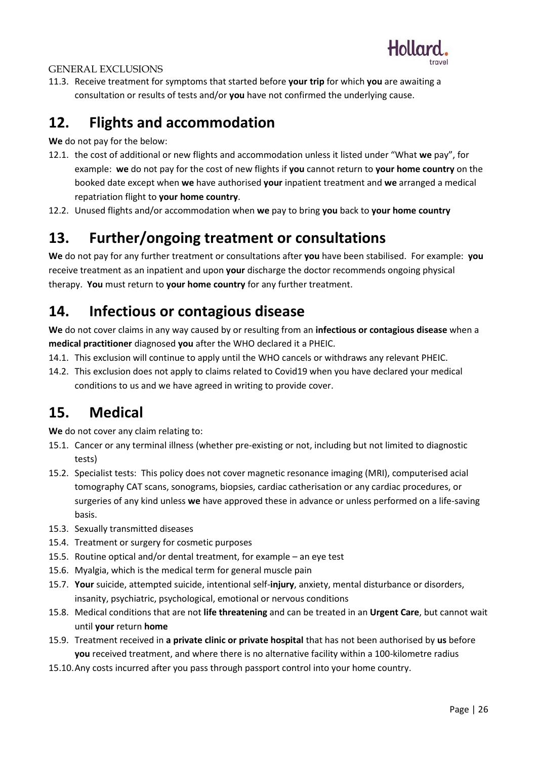GENERAL EXCLUSIONS

11.3. Receive treatment for symptoms that started before **your trip** for which **you** are awaiting a consultation or results of tests and/or **you** have not confirmed the underlying cause.

## 12. Flights and accommodation

**We** do not pay for the below:

12.1. the cost of additional or new flights and accommodation unless it listed under "What **we** pay", for example: **we** do not pay for the cost of new flights if **you** cannot return to **your home country** on the booked date except when **we** have authorised **your** inpatient treatment and **we** arranged a medical repatriation flight to **your home country**.

12.2. Unused flights and/or accommodation when **we** pay to bring **you** back to **your home country**

## 13. Further/ongoing treatment or consultations

**We** do not pay for any further treatment or consultations after **you** have been stabilised. For example: **you** receive treatment as an inpatient and upon **your** discharge the doctor recommends ongoing physical therapy. **You** must return to **your home country** for any further treatment.

## 14. Infectious or contagious disease

**We** do not cover claims in any way caused by or resulting from an **infectious or contagious disease** when a **medical practitioner** diagnosed **you** after the WHO declared it a PHEIC.

14.1. This exclusion will continue to apply until the WHO cancels or withdraws any relevant PHEIC.

14.2. This exclusion does not apply to claims related to Covid19 when you have declared your medical conditions to us and we have agreed in writing to provide cover.

## 15. Medical

**We** do not cover any claim relating to:

15.1. Cancer or any terminal illness (whether pre-existing or not, including but not limited to diagnostic tests)

15.2. Specialist tests: This policy does not cover magnetic resonance imaging (MRI), computerised acial tomography CAT scans, sonograms, biopsies, cardiac catherisation or any cardiac procedures, or surgeries of any kind unless **we** have approved these in advance or unless performed on a life-saving basis.

15.3. Sexually transmitted diseases

15.4. Treatment or surgery for cosmetic purposes

15.5. Routine optical and/or dental treatment, for example – an eye test

15.6. Myalgia, which is the medical term for general muscle pain

15.7. **Your** suicide, attempted suicide, intentional self-**injury**, anxiety, mental disturbance or disorders, insanity, psychiatric, psychological, emotional or nervous conditions

15.8. Medical conditions that are not **life threatening** and can be treated in an **Urgent Care**, but cannot wait until **your** return **home**

15.9. Treatment received in **a private clinic or private hospital** that has not been authorised by **us** before **you** received treatment, and where there is no alternative facility within a 100-kilometre radius

15.10. Any costs incurred after you pass through passport control into your home country.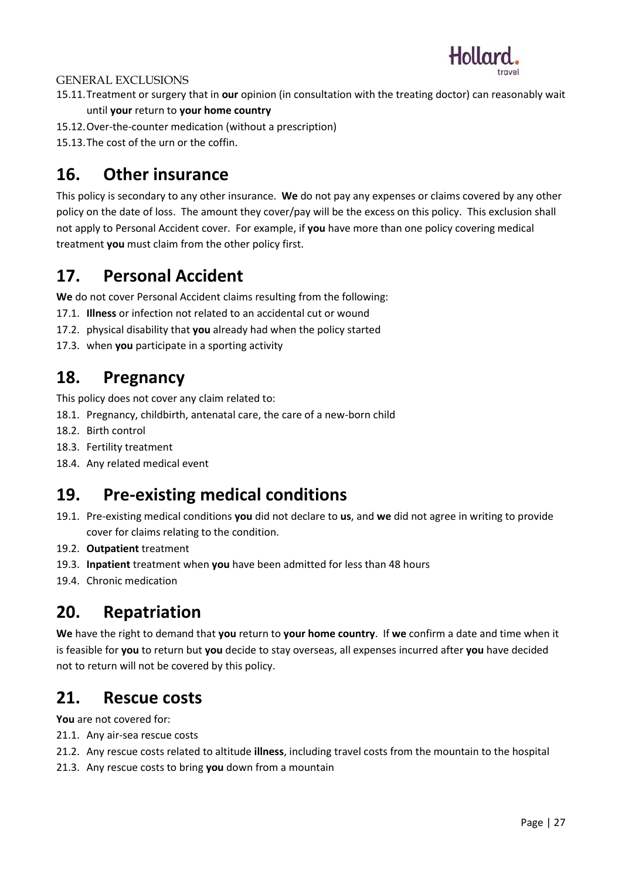GENERAL EXCLUSIONS

15.11. Treatment or surgery that in **our** opinion (in consultation with the treating doctor) can reasonably wait until **your** return to **your home country**
15.12. Over-the-counter medication (without a prescription)
15.13. The cost of the urn or the coffin.

## 16. Other insurance

This policy is secondary to any other insurance. **We** do not pay any expenses or claims covered by any other policy on the date of loss. The amount they cover/pay will be the excess on this policy. This exclusion shall not apply to Personal Accident cover. For example, if **you** have more than one policy covering medical treatment **you** must claim from the other policy first.

## 17. Personal Accident

**We** do not cover Personal Accident claims resulting from the following:

17.1. **Illness** or infection not related to an accidental cut or wound
17.2. physical disability that **you** already had when the policy started
17.3. when **you** participate in a sporting activity

## 18. Pregnancy

This policy does not cover any claim related to:

18.1. Pregnancy, childbirth, antenatal care, the care of a new-born child
18.2. Birth control
18.3. Fertility treatment
18.4. Any related medical event

## 19. Pre-existing medical conditions

19.1. Pre-existing medical conditions **you** did not declare to **us**, and **we** did not agree in writing to provide cover for claims relating to the condition.
19.2. **Outpatient** treatment
19.3. **Inpatient** treatment when **you** have been admitted for less than 48 hours
19.4. Chronic medication

## 20. Repatriation

**We** have the right to demand that **you** return to **your home country**. If **we** confirm a date and time when it is feasible for **you** to return but **you** decide to stay overseas, all expenses incurred after **you** have decided not to return will not be covered by this policy.

## 21. Rescue costs

**You** are not covered for:

21.1. Any air-sea rescue costs
21.2. Any rescue costs related to altitude **illness**, including travel costs from the mountain to the hospital
21.3. Any rescue costs to bring **you** down from a mountain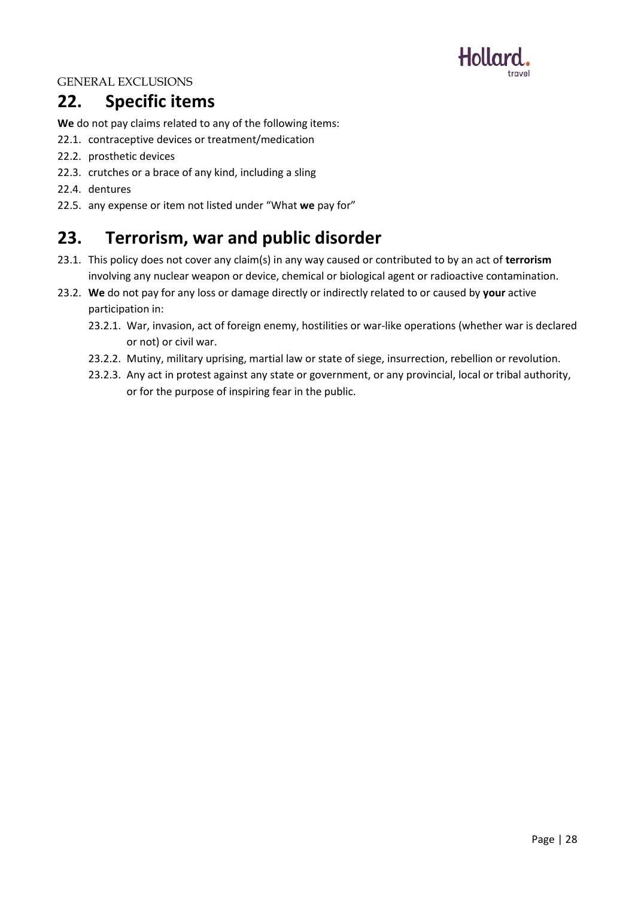GENERAL EXCLUSIONS

## 22. Specific items

**We** do not pay claims related to any of the following items:

22.1. contraceptive devices or treatment/medication

22.2. prosthetic devices

22.3. crutches or a brace of any kind, including a sling

22.4. dentures

22.5. any expense or item not listed under "What **we** pay for"

## 23. Terrorism, war and public disorder

23.1. This policy does not cover any claim(s) in any way caused or contributed to by an act of **terrorism** involving any nuclear weapon or device, chemical or biological agent or radioactive contamination.

23.2. **We** do not pay for any loss or damage directly or indirectly related to or caused by **your** active participation in:

23.2.1. War, invasion, act of foreign enemy, hostilities or war-like operations (whether war is declared or not) or civil war.

23.2.2. Mutiny, military uprising, martial law or state of siege, insurrection, rebellion or revolution.

23.2.3. Any act in protest against any state or government, or any provincial, local or tribal authority, or for the purpose of inspiring fear in the public.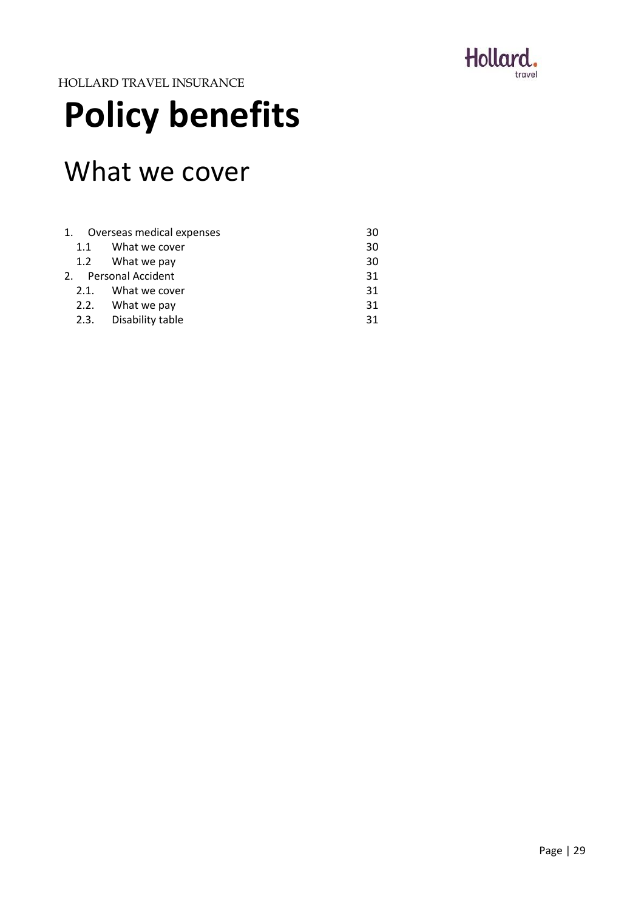HOLLARD TRAVEL INSURANCE

# Policy benefits

## What we cover

| | | |
|---|---|---|
| 1. | Overseas medical expenses | 30 |
| 1.1 | What we cover | 30 |
| 1.2 | What we pay | 30 |
| 2. | Personal Accident | 31 |
| 2.1. | What we cover | 31 |
| 2.2. | What we pay | 31 |
| 2.3. | Disability table | 31 |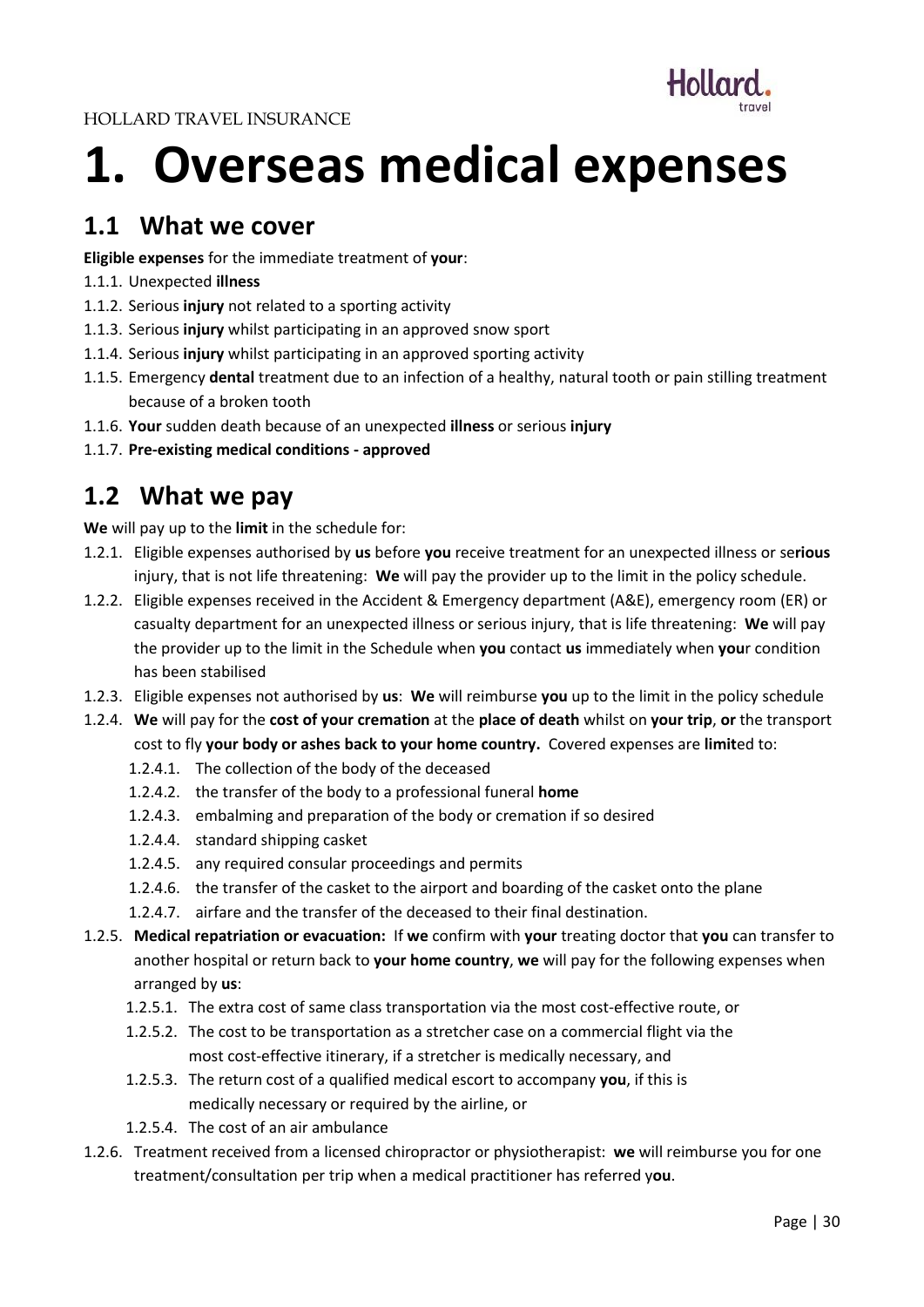# 1. Overseas medical expenses

## 1.1 What we cover

**Eligible expenses** for the immediate treatment of **your**:

1.1.1. Unexpected **illness**

1.1.2. Serious **injury** not related to a sporting activity

1.1.3. Serious **injury** whilst participating in an approved snow sport

1.1.4. Serious **injury** whilst participating in an approved sporting activity

1.1.5. Emergency **dental** treatment due to an infection of a healthy, natural tooth or pain stilling treatment because of a broken tooth

1.1.6. **Your** sudden death because of an unexpected **illness** or serious **injury**

1.1.7. **Pre-existing medical conditions - approved**

## 1.2 What we pay

**We** will pay up to the **limit** in the schedule for:

1.2.1. Eligible expenses authorised by **us** before **you** receive treatment for an unexpected illness or se**rious** injury, that is not life threatening: **We** will pay the provider up to the limit in the policy schedule.

1.2.2. Eligible expenses received in the Accident & Emergency department (A&E), emergency room (ER) or casualty department for an unexpected illness or serious injury, that is life threatening: **We** will pay the provider up to the limit in the Schedule when **you** contact **us** immediately when **you**r condition has been stabilised

1.2.3. Eligible expenses not authorised by **us**: **We** will reimburse **you** up to the limit in the policy schedule

1.2.4. **We** will pay for the **cost of your cremation** at the **place of death** whilst on **your trip**, **or** the transport cost to fly **your body or ashes back to your home country.** Covered expenses are **limit**ed to:

   1.2.4.1. The collection of the body of the deceased

   1.2.4.2. the transfer of the body to a professional funeral **home**

   1.2.4.3. embalming and preparation of the body or cremation if so desired

   1.2.4.4. standard shipping casket

   1.2.4.5. any required consular proceedings and permits

   1.2.4.6. the transfer of the casket to the airport and boarding of the casket onto the plane

   1.2.4.7. airfare and the transfer of the deceased to their final destination.

1.2.5. **Medical repatriation or evacuation:** If **we** confirm with **your** treating doctor that **you** can transfer to another hospital or return back to **your home country**, **we** will pay for the following expenses when arranged by **us**:

   1.2.5.1. The extra cost of same class transportation via the most cost-effective route, or

   1.2.5.2. The cost to be transportation as a stretcher case on a commercial flight via the most cost-effective itinerary, if a stretcher is medically necessary, and

   1.2.5.3. The return cost of a qualified medical escort to accompany **you**, if this is medically necessary or required by the airline, or

   1.2.5.4. The cost of an air ambulance

1.2.6. Treatment received from a licensed chiropractor or physiotherapist: **we** will reimburse you for one treatment/consultation per trip when a medical practitioner has referred y**ou**.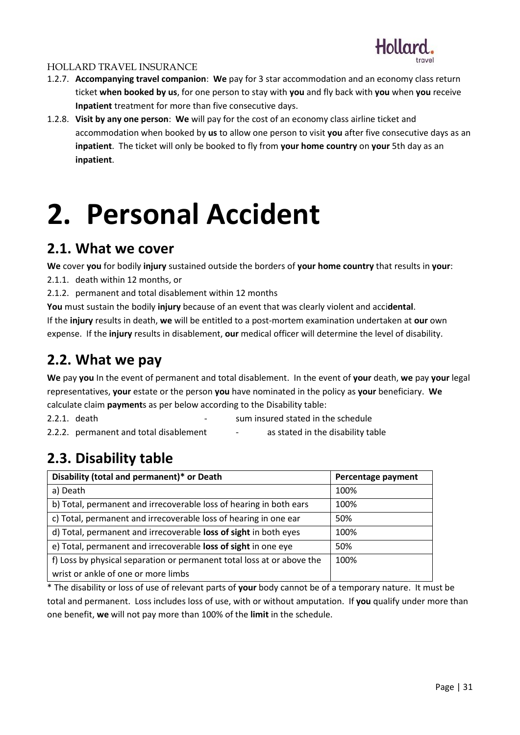1.2.7. **Accompanying travel companion**: **We** pay for 3 star accommodation and an economy class return ticket **when booked by us**, for one person to stay with **you** and fly back with **you** when **you** receive **Inpatient** treatment for more than five consecutive days.

1.2.8. **Visit by any one person**: **We** will pay for the cost of an economy class airline ticket and accommodation when booked by **us** to allow one person to visit **you** after five consecutive days as an **inpatient**. The ticket will only be booked to fly from **your home country** on **your** 5th day as an **inpatient**.

# 2. Personal Accident

## 2.1. What we cover

**We** cover **you** for bodily **injury** sustained outside the borders of **your home country** that results in **your**:

2.1.1. death within 12 months, or

2.1.2. permanent and total disablement within 12 months

**You** must sustain the bodily **injury** because of an event that was clearly violent and acci**dental**.

If the **injury** results in death, **we** will be entitled to a post-mortem examination undertaken at **our** own expense. If the **injury** results in disablement, **our** medical officer will determine the level of disability.

## 2.2. What we pay

**We** pay **you** In the event of permanent and total disablement. In the event of **your** death, **we** pay **your** legal representatives, **your** estate or the person **you** have nominated in the policy as **your** beneficiary. **We** calculate claim **payment**s as per below according to the Disability table:

2.2.1. death - sum insured stated in the schedule

2.2.2. permanent and total disablement - as stated in the disability table

## 2.3. Disability table

| Disability (total and permanent)* or Death | Percentage payment |
|---|---|
| a) Death | 100% |
| b) Total, permanent and irrecoverable loss of hearing in both ears | 100% |
| c) Total, permanent and irrecoverable loss of hearing in one ear | 50% |
| d) Total, permanent and irrecoverable **loss of sight** in both eyes | 100% |
| e) Total, permanent and irrecoverable **loss of sight** in one eye | 50% |
| f) Loss by physical separation or permanent total loss at or above the wrist or ankle of one or more limbs | 100% |

* The disability or loss of use of relevant parts of **your** body cannot be of a temporary nature. It must be total and permanent. Loss includes loss of use, with or without amputation. If **you** qualify under more than one benefit, **we** will not pay more than 100% of the **limit** in the schedule.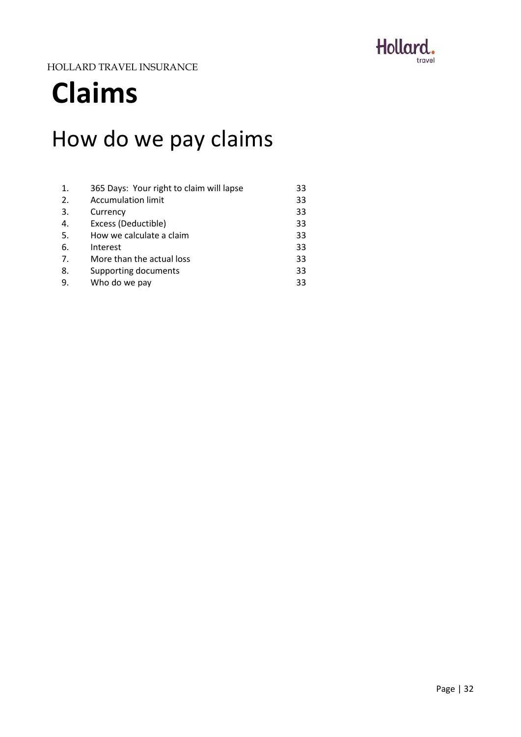# Claims

## How do we pay claims

| | | |
|---|---|---|
| 1. | 365 Days: Your right to claim will lapse | 33 |
| 2. | Accumulation limit | 33 |
| 3. | Currency | 33 |
| 4. | Excess (Deductible) | 33 |
| 5. | How we calculate a claim | 33 |
| 6. | Interest | 33 |
| 7. | More than the actual loss | 33 |
| 8. | Supporting documents | 33 |
| 9. | Who do we pay | 33 |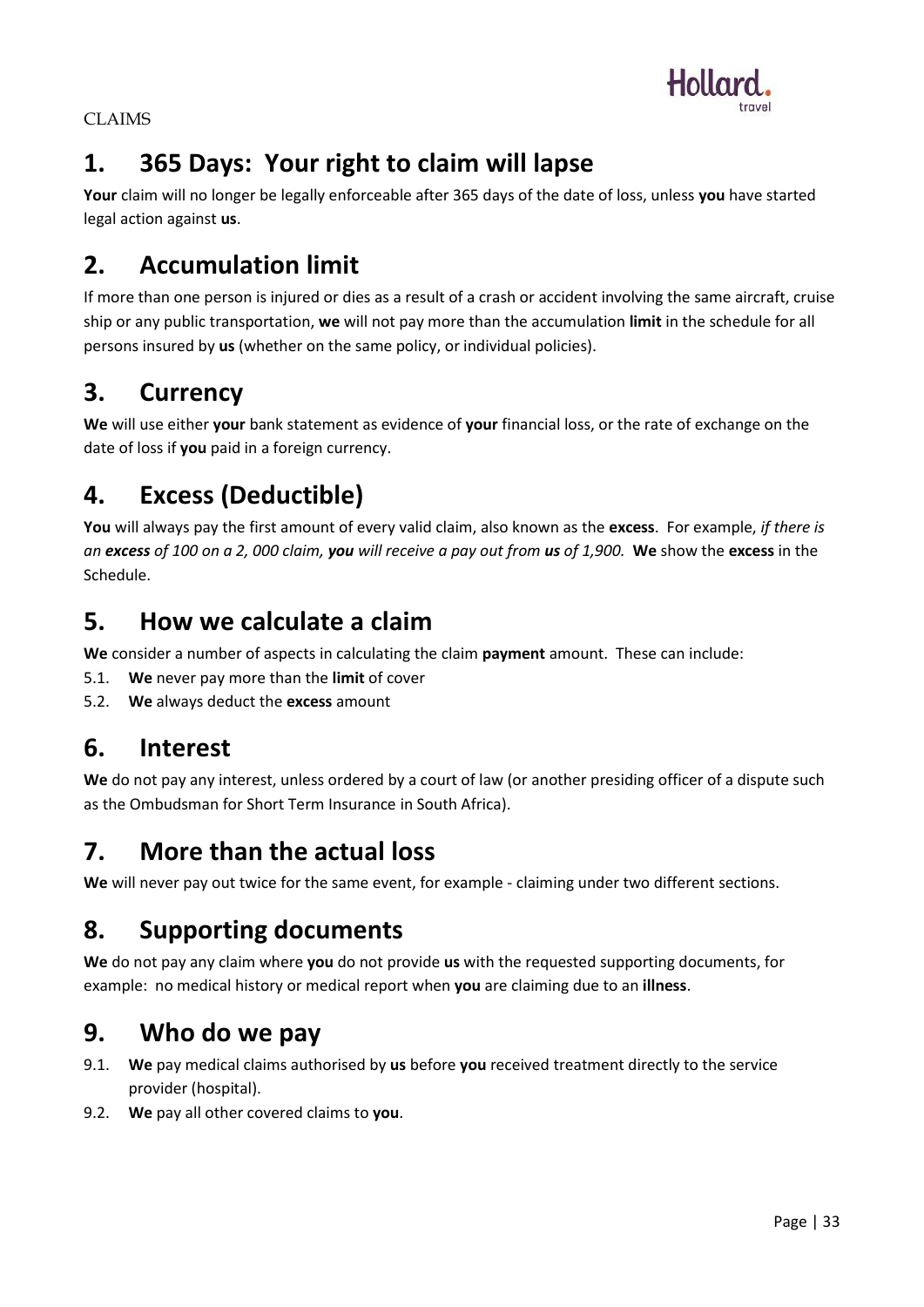CLAIMS

## 1. 365 Days: Your right to claim will lapse

**Your** claim will no longer be legally enforceable after 365 days of the date of loss, unless **you** have started legal action against **us**.

## 2. Accumulation limit

If more than one person is injured or dies as a result of a crash or accident involving the same aircraft, cruise ship or any public transportation, **we** will not pay more than the accumulation **limit** in the schedule for all persons insured by **us** (whether on the same policy, or individual policies).

## 3. Currency

**We** will use either **your** bank statement as evidence of **your** financial loss, or the rate of exchange on the date of loss if **you** paid in a foreign currency.

## 4. Excess (Deductible)

**You** will always pay the first amount of every valid claim, also known as the **excess**. For example, *if there is an **excess** of 100 on a 2, 000 claim, **you** will receive a pay out from **us** of 1,900.* **We** show the **excess** in the Schedule.

## 5. How we calculate a claim

**We** consider a number of aspects in calculating the claim **payment** amount. These can include:

5.1. **We** never pay more than the **limit** of cover

5.2. **We** always deduct the **excess** amount

## 6. Interest

**We** do not pay any interest, unless ordered by a court of law (or another presiding officer of a dispute such as the Ombudsman for Short Term Insurance in South Africa).

## 7. More than the actual loss

**We** will never pay out twice for the same event, for example - claiming under two different sections.

## 8. Supporting documents

**We** do not pay any claim where **you** do not provide **us** with the requested supporting documents, for example: no medical history or medical report when **you** are claiming due to an **illness**.

## 9. Who do we pay

9.1. **We** pay medical claims authorised by **us** before **you** received treatment directly to the service provider (hospital).

9.2. **We** pay all other covered claims to **you**.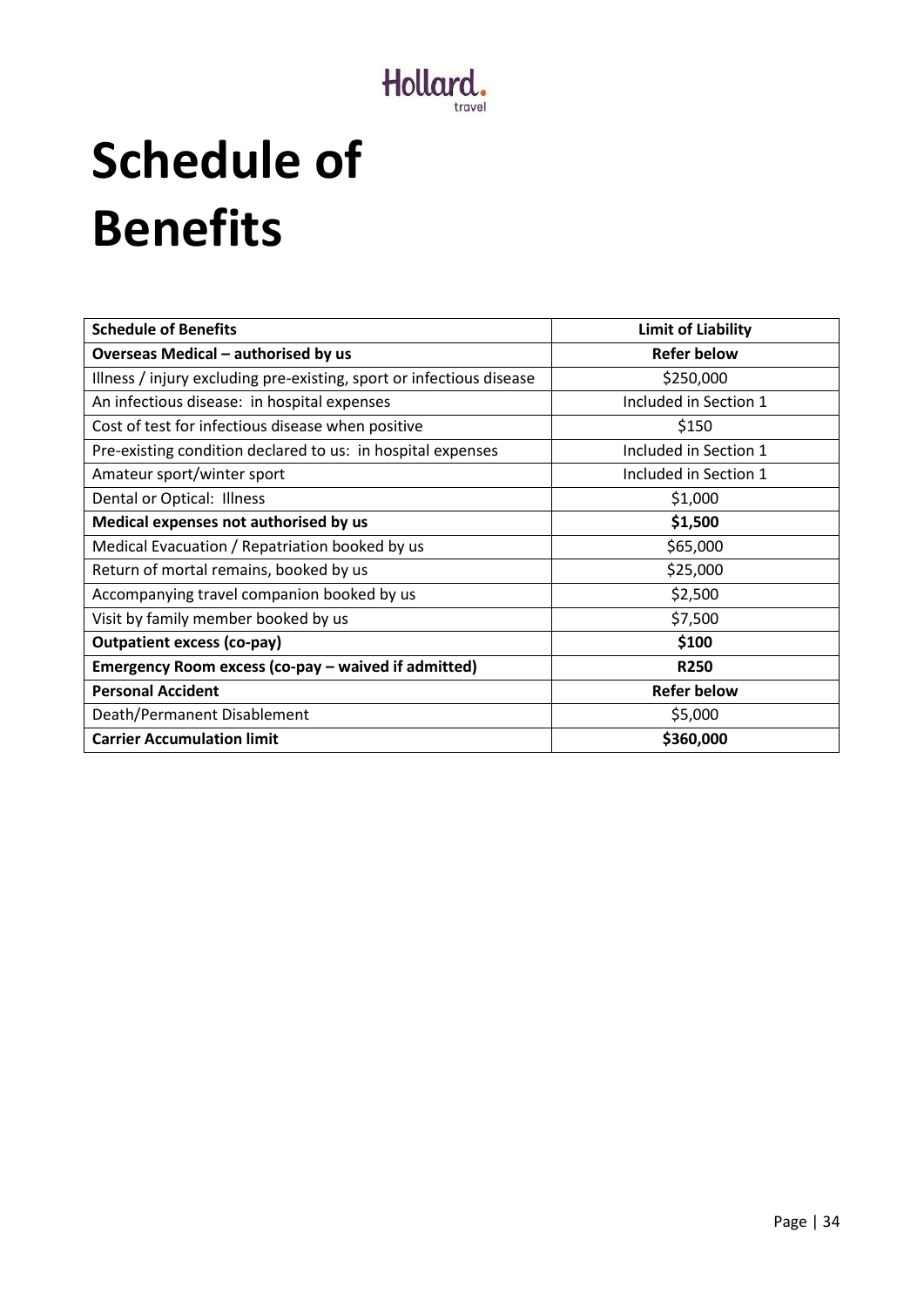Hollard. travel

# Schedule of Benefits

| Schedule of Benefits | Limit of Liability |
|---|---|
| **Overseas Medical – authorised by us** | **Refer below** |
| Illness / injury excluding pre-existing, sport or infectious disease | $250,000 |
| An infectious disease:  in hospital expenses | Included in Section 1 |
| Cost of test for infectious disease when positive | $150 |
| Pre-existing condition declared to us:  in hospital expenses | Included in Section 1 |
| Amateur sport/winter sport | Included in Section 1 |
| Dental or Optical:  Illness | $1,000 |
| **Medical expenses not authorised by us** | **$1,500** |
| Medical Evacuation / Repatriation booked by us | $65,000 |
| Return of mortal remains, booked by us | $25,000 |
| Accompanying travel companion booked by us | $2,500 |
| Visit by family member booked by us | $7,500 |
| **Outpatient excess (co-pay)** | **$100** |
| **Emergency Room excess (co-pay – waived if admitted)** | **R250** |
| **Personal Accident** | **Refer below** |
| Death/Permanent Disablement | $5,000 |
| **Carrier Accumulation limit** | **$360,000** |